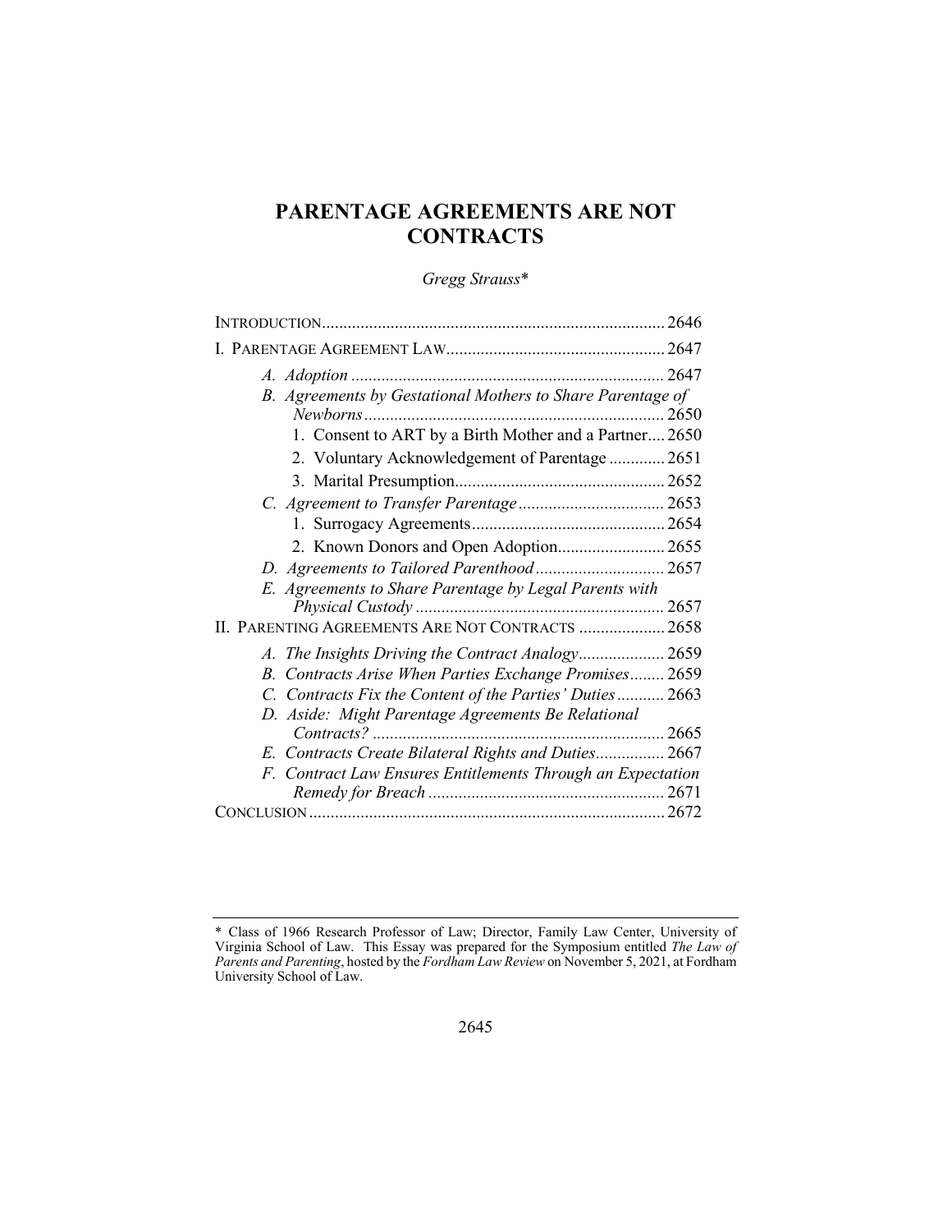# PARENTAGE AGREEMENTS ARE NOT CONTRACTS

*Gregg Strauss\**

| | |
|---|---|
| INTRODUCTION | 2646 |
| I. PARENTAGE AGREEMENT LAW | 2647 |
| *A. Adoption* | 2647 |
| *B. Agreements by Gestational Mothers to Share Parentage of Newborns* | 2650 |
| 1. Consent to ART by a Birth Mother and a Partner | 2650 |
| 2. Voluntary Acknowledgement of Parentage | 2651 |
| 3. Marital Presumption | 2652 |
| *C. Agreement to Transfer Parentage* | 2653 |
| 1. Surrogacy Agreements | 2654 |
| 2. Known Donors and Open Adoption | 2655 |
| *D. Agreements to Tailored Parenthood* | 2657 |
| *E. Agreements to Share Parentage by Legal Parents with Physical Custody* | 2657 |
| II. PARENTING AGREEMENTS ARE NOT CONTRACTS | 2658 |
| *A. The Insights Driving the Contract Analogy* | 2659 |
| *B. Contracts Arise When Parties Exchange Promises* | 2659 |
| *C. Contracts Fix the Content of the Parties' Duties* | 2663 |
| *D. Aside: Might Parentage Agreements Be Relational Contracts?* | 2665 |
| *E. Contracts Create Bilateral Rights and Duties* | 2667 |
| *F. Contract Law Ensures Entitlements Through an Expectation Remedy for Breach* | 2671 |
| CONCLUSION | 2672 |

---

\* Class of 1966 Research Professor of Law; Director, Family Law Center, University of Virginia School of Law. This Essay was prepared for the Symposium entitled *The Law of Parents and Parenting*, hosted by the *Fordham Law Review* on November 5, 2021, at Fordham University School of Law.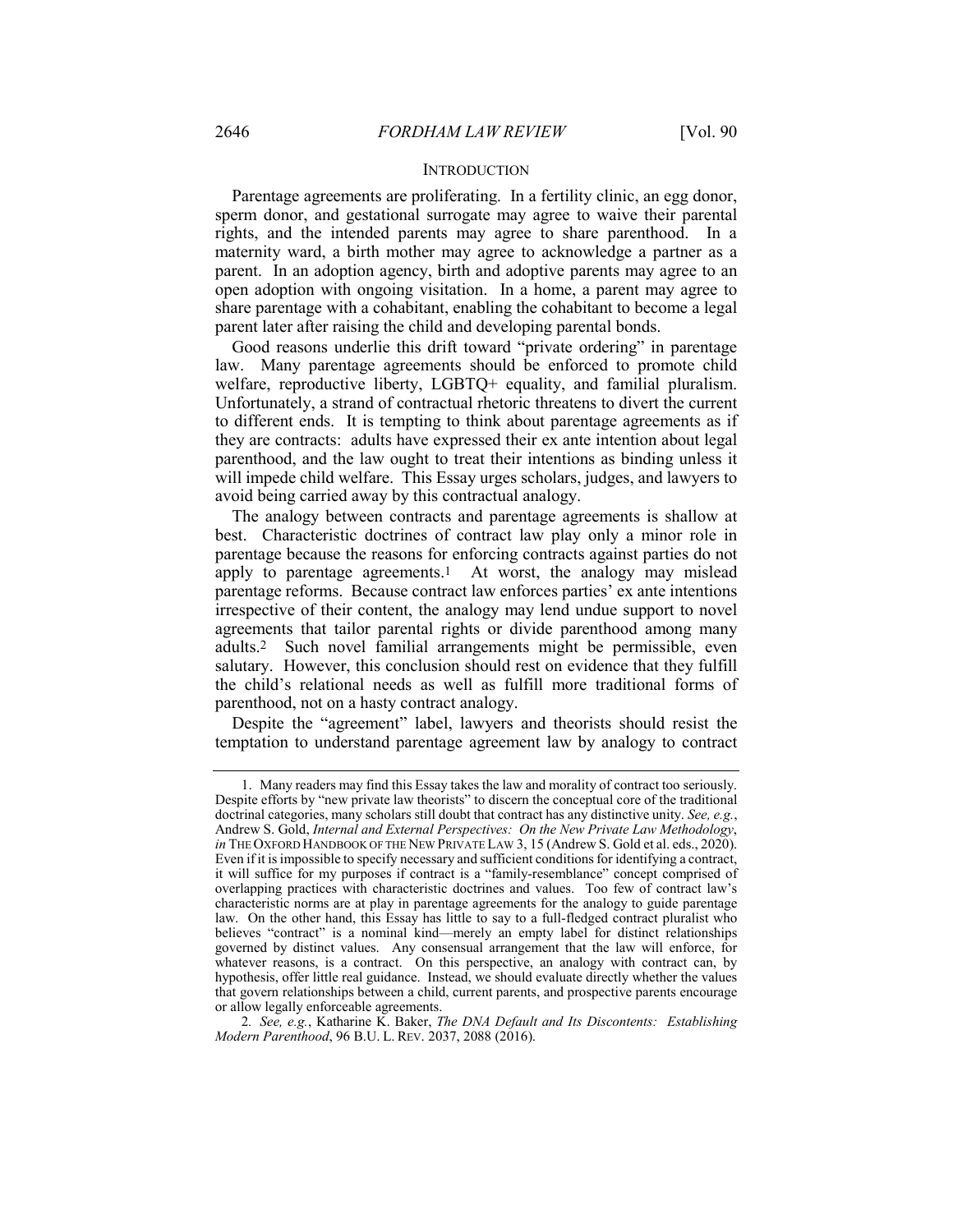## INTRODUCTION

Parentage agreements are proliferating. In a fertility clinic, an egg donor, sperm donor, and gestational surrogate may agree to waive their parental rights, and the intended parents may agree to share parenthood. In a maternity ward, a birth mother may agree to acknowledge a partner as a parent. In an adoption agency, birth and adoptive parents may agree to an open adoption with ongoing visitation. In a home, a parent may agree to share parentage with a cohabitant, enabling the cohabitant to become a legal parent later after raising the child and developing parental bonds.

Good reasons underlie this drift toward "private ordering" in parentage law. Many parentage agreements should be enforced to promote child welfare, reproductive liberty, LGBTQ+ equality, and familial pluralism. Unfortunately, a strand of contractual rhetoric threatens to divert the current to different ends. It is tempting to think about parentage agreements as if they are contracts: adults have expressed their ex ante intention about legal parenthood, and the law ought to treat their intentions as binding unless it will impede child welfare. This Essay urges scholars, judges, and lawyers to avoid being carried away by this contractual analogy.

The analogy between contracts and parentage agreements is shallow at best. Characteristic doctrines of contract law play only a minor role in parentage because the reasons for enforcing contracts against parties do not apply to parentage agreements.[1] At worst, the analogy may mislead parentage reforms. Because contract law enforces parties' ex ante intentions irrespective of their content, the analogy may lend undue support to novel agreements that tailor parental rights or divide parenthood among many adults.[2] Such novel familial arrangements might be permissible, even salutary. However, this conclusion should rest on evidence that they fulfill the child's relational needs as well as fulfill more traditional forms of parenthood, not on a hasty contract analogy.

Despite the "agreement" label, lawyers and theorists should resist the temptation to understand parentage agreement law by analogy to contract

---

1. Many readers may find this Essay takes the law and morality of contract too seriously. Despite efforts by "new private law theorists" to discern the conceptual core of the traditional doctrinal categories, many scholars still doubt that contract has any distinctive unity. *See, e.g.*, Andrew S. Gold, *Internal and External Perspectives: On the New Private Law Methodology*, *in* THE OXFORD HANDBOOK OF THE NEW PRIVATE LAW 3, 15 (Andrew S. Gold et al. eds., 2020). Even if it is impossible to specify necessary and sufficient conditions for identifying a contract, it will suffice for my purposes if contract is a "family-resemblance" concept comprised of overlapping practices with characteristic doctrines and values. Too few of contract law's characteristic norms are at play in parentage agreements for the analogy to guide parentage law. On the other hand, this Essay has little to say to a full-fledged contract pluralist who believes "contract" is a nominal kind—merely an empty label for distinct relationships governed by distinct values. Any consensual arrangement that the law will enforce, for whatever reasons, is a contract. On this perspective, an analogy with contract can, by hypothesis, offer little real guidance. Instead, we should evaluate directly whether the values that govern relationships between a child, current parents, and prospective parents encourage or allow legally enforceable agreements.

2. *See, e.g.*, Katharine K. Baker, *The DNA Default and Its Discontents: Establishing Modern Parenthood*, 96 B.U. L. REV. 2037, 2088 (2016).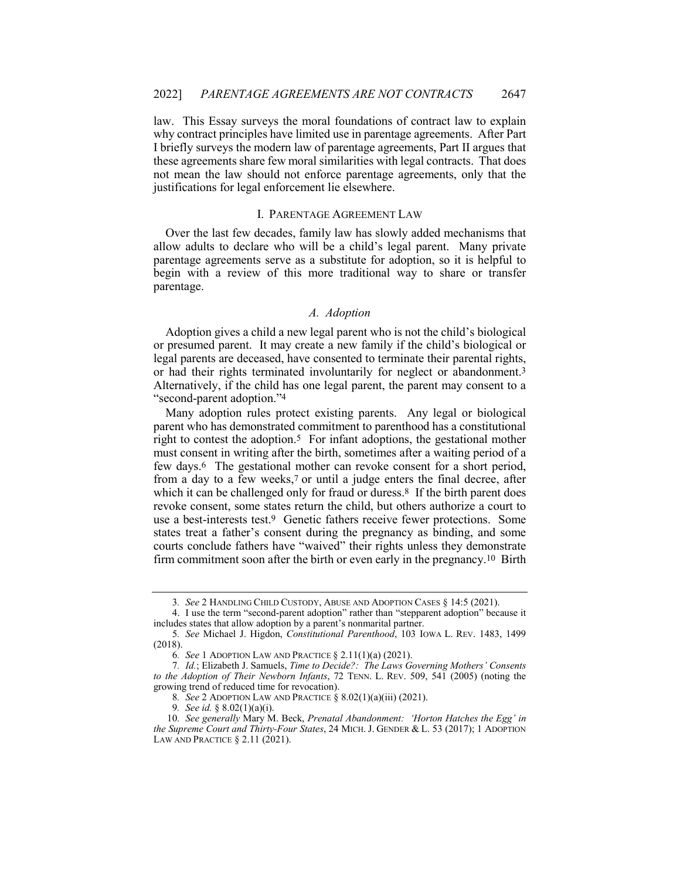law. This Essay surveys the moral foundations of contract law to explain why contract principles have limited use in parentage agreements. After Part I briefly surveys the modern law of parentage agreements, Part II argues that these agreements share few moral similarities with legal contracts. That does not mean the law should not enforce parentage agreements, only that the justifications for legal enforcement lie elsewhere.

## I. PARENTAGE AGREEMENT LAW

Over the last few decades, family law has slowly added mechanisms that allow adults to declare who will be a child's legal parent. Many private parentage agreements serve as a substitute for adoption, so it is helpful to begin with a review of this more traditional way to share or transfer parentage.

### *A. Adoption*

Adoption gives a child a new legal parent who is not the child's biological or presumed parent. It may create a new family if the child's biological or legal parents are deceased, have consented to terminate their parental rights, or had their rights terminated involuntarily for neglect or abandonment.[3] Alternatively, if the child has one legal parent, the parent may consent to a "second-parent adoption."[4]

Many adoption rules protect existing parents. Any legal or biological parent who has demonstrated commitment to parenthood has a constitutional right to contest the adoption.[5] For infant adoptions, the gestational mother must consent in writing after the birth, sometimes after a waiting period of a few days.[6] The gestational mother can revoke consent for a short period, from a day to a few weeks,[7] or until a judge enters the final decree, after which it can be challenged only for fraud or duress.[8] If the birth parent does revoke consent, some states return the child, but others authorize a court to use a best-interests test.[9] Genetic fathers receive fewer protections. Some states treat a father's consent during the pregnancy as binding, and some courts conclude fathers have "waived" their rights unless they demonstrate firm commitment soon after the birth or even early in the pregnancy.[10] Birth

---

3. *See* 2 HANDLING CHILD CUSTODY, ABUSE AND ADOPTION CASES § 14:5 (2021).

4. I use the term "second-parent adoption" rather than "stepparent adoption" because it includes states that allow adoption by a parent's nonmarital partner.

5. *See* Michael J. Higdon, *Constitutional Parenthood*, 103 IOWA L. REV. 1483, 1499 (2018).

6. *See* 1 ADOPTION LAW AND PRACTICE § 2.11(1)(a) (2021).

7. *Id.*; Elizabeth J. Samuels, *Time to Decide?: The Laws Governing Mothers' Consents to the Adoption of Their Newborn Infants*, 72 TENN. L. REV. 509, 541 (2005) (noting the growing trend of reduced time for revocation).

8. *See* 2 ADOPTION LAW AND PRACTICE § 8.02(1)(a)(iii) (2021).

9. *See id.* § 8.02(1)(a)(i).

10. *See generally* Mary M. Beck, *Prenatal Abandonment: 'Horton Hatches the Egg' in the Supreme Court and Thirty-Four States*, 24 MICH. J. GENDER & L. 53 (2017); 1 ADOPTION LAW AND PRACTICE § 2.11 (2021).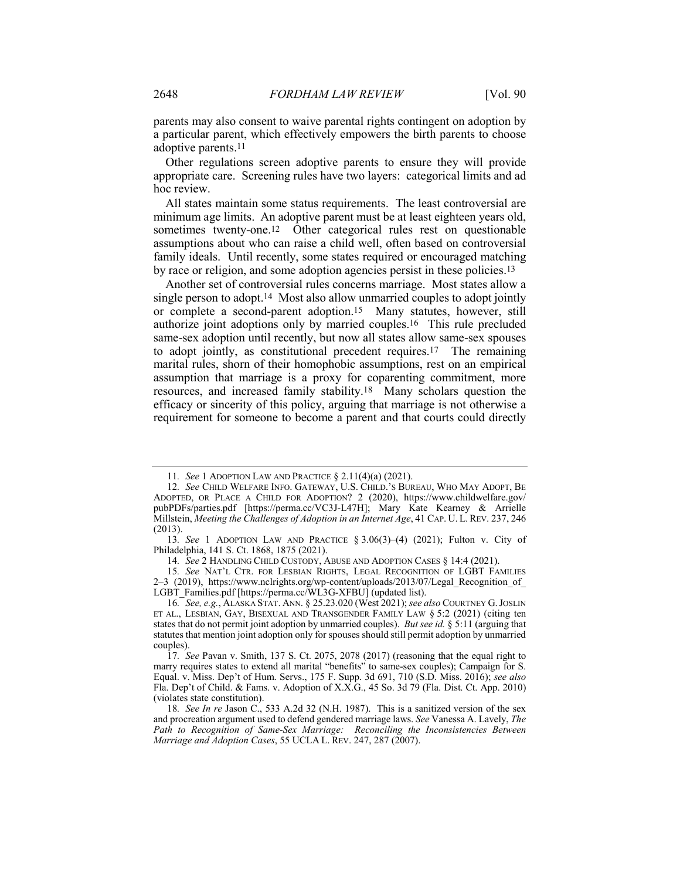parents may also consent to waive parental rights contingent on adoption by a particular parent, which effectively empowers the birth parents to choose adoptive parents.[11]

Other regulations screen adoptive parents to ensure they will provide appropriate care. Screening rules have two layers: categorical limits and ad hoc review.

All states maintain some status requirements. The least controversial are minimum age limits. An adoptive parent must be at least eighteen years old, sometimes twenty-one.[12] Other categorical rules rest on questionable assumptions about who can raise a child well, often based on controversial family ideals. Until recently, some states required or encouraged matching by race or religion, and some adoption agencies persist in these policies.[13]

Another set of controversial rules concerns marriage. Most states allow a single person to adopt.[14] Most also allow unmarried couples to adopt jointly or complete a second-parent adoption.[15] Many statutes, however, still authorize joint adoptions only by married couples.[16] This rule precluded same-sex adoption until recently, but now all states allow same-sex spouses to adopt jointly, as constitutional precedent requires.[17] The remaining marital rules, shorn of their homophobic assumptions, rest on an empirical assumption that marriage is a proxy for coparenting commitment, more resources, and increased family stability.[18] Many scholars question the efficacy or sincerity of this policy, arguing that marriage is not otherwise a requirement for someone to become a parent and that courts could directly

---

11. *See* 1 ADOPTION LAW AND PRACTICE § 2.11(4)(a) (2021).

12. *See* CHILD WELFARE INFO. GATEWAY, U.S. CHILD.'S BUREAU, WHO MAY ADOPT, BE ADOPTED, OR PLACE A CHILD FOR ADOPTION? 2 (2020), https://www.childwelfare.gov/pubPDFs/parties.pdf [https://perma.cc/VC3J-L47H]; Mary Kate Kearney & Arrielle Millstein, *Meeting the Challenges of Adoption in an Internet Age*, 41 CAP. U. L. REV. 237, 246 (2013).

13. *See* 1 ADOPTION LAW AND PRACTICE § 3.06(3)–(4) (2021); Fulton v. City of Philadelphia, 141 S. Ct. 1868, 1875 (2021).

14. *See* 2 HANDLING CHILD CUSTODY, ABUSE AND ADOPTION CASES § 14:4 (2021).

15. *See* NAT'L CTR. FOR LESBIAN RIGHTS, LEGAL RECOGNITION OF LGBT FAMILIES 2–3 (2019), https://www.nclrights.org/wp-content/uploads/2013/07/Legal_Recognition_of_LGBT_Families.pdf [https://perma.cc/WL3G-XFBU] (updated list).

16. *See, e.g.*, ALASKA STAT. ANN. § 25.23.020 (West 2021); *see also* COURTNEY G. JOSLIN ET AL., LESBIAN, GAY, BISEXUAL AND TRANSGENDER FAMILY LAW § 5:2 (2021) (citing ten states that do not permit joint adoption by unmarried couples). *But see id.* § 5:11 (arguing that statutes that mention joint adoption only for spouses should still permit adoption by unmarried couples).

17. *See* Pavan v. Smith, 137 S. Ct. 2075, 2078 (2017) (reasoning that the equal right to marry requires states to extend all marital "benefits" to same-sex couples); Campaign for S. Equal. v. Miss. Dep't of Hum. Servs., 175 F. Supp. 3d 691, 710 (S.D. Miss. 2016); *see also* Fla. Dep't of Child. & Fams. v. Adoption of X.X.G., 45 So. 3d 79 (Fla. Dist. Ct. App. 2010) (violates state constitution).

18. *See In re* Jason C., 533 A.2d 32 (N.H. 1987). This is a sanitized version of the sex and procreation argument used to defend gendered marriage laws. *See* Vanessa A. Lavely, *The Path to Recognition of Same-Sex Marriage: Reconciling the Inconsistencies Between Marriage and Adoption Cases*, 55 UCLA L. REV. 247, 287 (2007).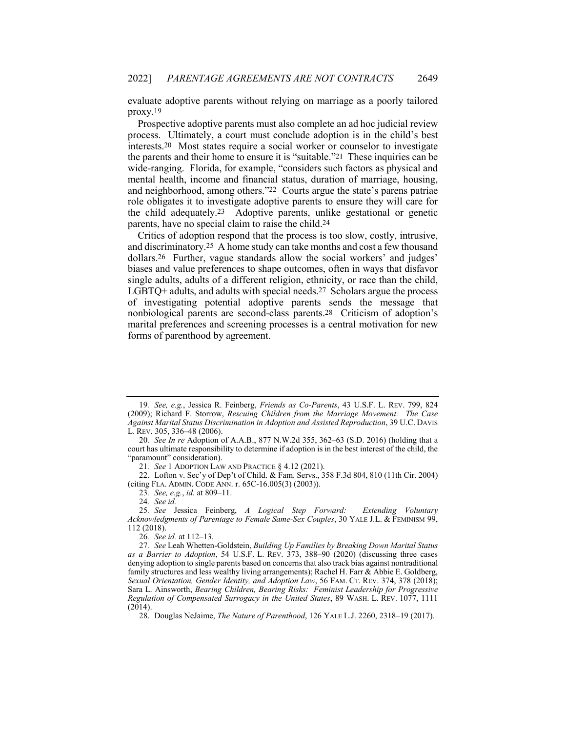evaluate adoptive parents without relying on marriage as a poorly tailored proxy.[19]

Prospective adoptive parents must also complete an ad hoc judicial review process. Ultimately, a court must conclude adoption is in the child's best interests.[20] Most states require a social worker or counselor to investigate the parents and their home to ensure it is "suitable."[21] These inquiries can be wide-ranging. Florida, for example, "considers such factors as physical and mental health, income and financial status, duration of marriage, housing, and neighborhood, among others."[22] Courts argue the state's parens patriae role obligates it to investigate adoptive parents to ensure they will care for the child adequately.[23] Adoptive parents, unlike gestational or genetic parents, have no special claim to raise the child.[24]

Critics of adoption respond that the process is too slow, costly, intrusive, and discriminatory.[25] A home study can take months and cost a few thousand dollars.[26] Further, vague standards allow the social workers' and judges' biases and value preferences to shape outcomes, often in ways that disfavor single adults, adults of a different religion, ethnicity, or race than the child, LGBTQ+ adults, and adults with special needs.[27] Scholars argue the process of investigating potential adoptive parents sends the message that nonbiological parents are second-class parents.[28] Criticism of adoption's marital preferences and screening processes is a central motivation for new forms of parenthood by agreement.

---

19. *See, e.g.*, Jessica R. Feinberg, *Friends as Co-Parents*, 43 U.S.F. L. REV. 799, 824 (2009); Richard F. Storrow, *Rescuing Children from the Marriage Movement: The Case Against Marital Status Discrimination in Adoption and Assisted Reproduction*, 39 U.C. DAVIS L. REV. 305, 336–48 (2006).

20. *See In re* Adoption of A.A.B., 877 N.W.2d 355, 362–63 (S.D. 2016) (holding that a court has ultimate responsibility to determine if adoption is in the best interest of the child, the "paramount" consideration).

21. *See* 1 ADOPTION LAW AND PRACTICE § 4.12 (2021).

22. Lofton v. Sec'y of Dep't of Child. & Fam. Servs., 358 F.3d 804, 810 (11th Cir. 2004) (citing FLA. ADMIN. CODE ANN. r. 65C-16.005(3) (2003)).

23. *See, e.g.*, *id.* at 809–11.

24. *See id.*

25. *See* Jessica Feinberg, *A Logical Step Forward: Extending Voluntary Acknowledgments of Parentage to Female Same-Sex Couples*, 30 YALE J.L. & FEMINISM 99, 112 (2018).

26. *See id.* at 112–13.

27. *See* Leah Whetten-Goldstein, *Building Up Families by Breaking Down Marital Status as a Barrier to Adoption*, 54 U.S.F. L. REV. 373, 388–90 (2020) (discussing three cases denying adoption to single parents based on concerns that also track bias against nontraditional family structures and less wealthy living arrangements); Rachel H. Farr & Abbie E. Goldberg, *Sexual Orientation, Gender Identity, and Adoption Law*, 56 FAM. CT. REV. 374, 378 (2018); Sara L. Ainsworth, *Bearing Children, Bearing Risks: Feminist Leadership for Progressive Regulation of Compensated Surrogacy in the United States*, 89 WASH. L. REV. 1077, 1111 (2014).

28. Douglas NeJaime, *The Nature of Parenthood*, 126 YALE L.J. 2260, 2318–19 (2017).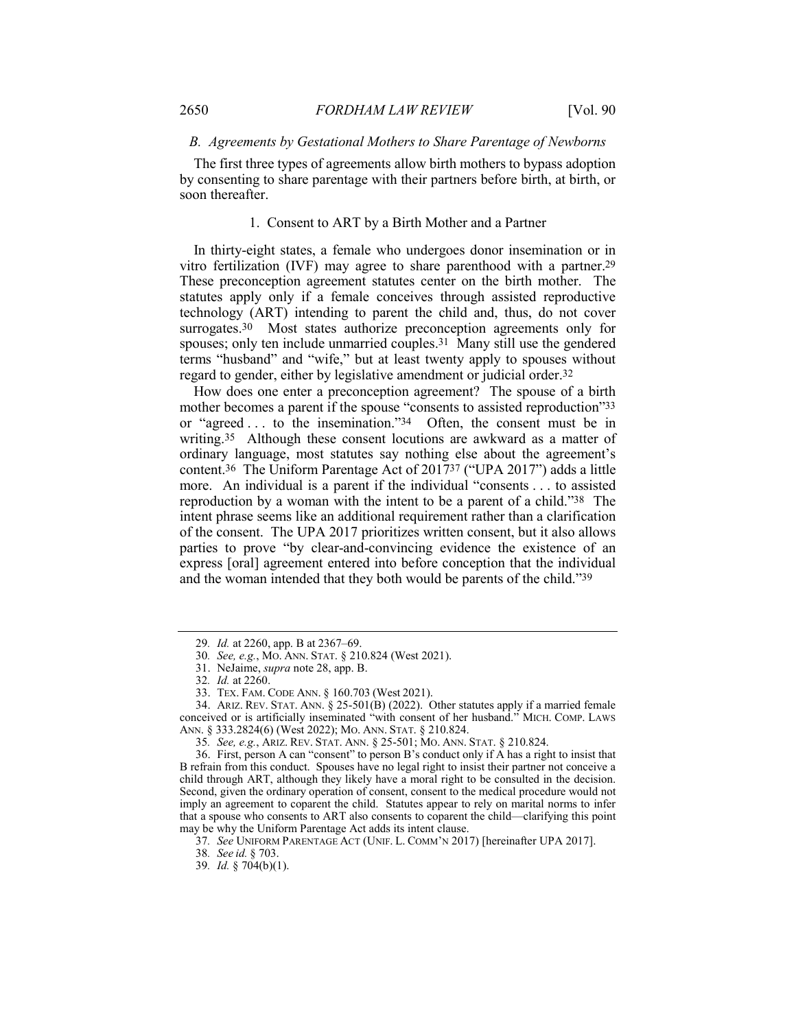### *B. Agreements by Gestational Mothers to Share Parentage of Newborns*

The first three types of agreements allow birth mothers to bypass adoption by consenting to share parentage with their partners before birth, at birth, or soon thereafter.

#### 1. Consent to ART by a Birth Mother and a Partner

In thirty-eight states, a female who undergoes donor insemination or in vitro fertilization (IVF) may agree to share parenthood with a partner.[29] These preconception agreement statutes center on the birth mother. The statutes apply only if a female conceives through assisted reproductive technology (ART) intending to parent the child and, thus, do not cover surrogates.[30] Most states authorize preconception agreements only for spouses; only ten include unmarried couples.[31] Many still use the gendered terms "husband" and "wife," but at least twenty apply to spouses without regard to gender, either by legislative amendment or judicial order.[32]

How does one enter a preconception agreement? The spouse of a birth mother becomes a parent if the spouse "consents to assisted reproduction"[33] or "agreed . . . to the insemination."[34] Often, the consent must be in writing.[35] Although these consent locutions are awkward as a matter of ordinary language, most statutes say nothing else about the agreement's content.[36] The Uniform Parentage Act of 2017[37] ("UPA 2017") adds a little more. An individual is a parent if the individual "consents . . . to assisted reproduction by a woman with the intent to be a parent of a child."[38] The intent phrase seems like an additional requirement rather than a clarification of the consent. The UPA 2017 prioritizes written consent, but it also allows parties to prove "by clear-and-convincing evidence the existence of an express [oral] agreement entered into before conception that the individual and the woman intended that they both would be parents of the child."[39]

---

29. *Id.* at 2260, app. B at 2367–69.

30. *See, e.g.*, MO. ANN. STAT. § 210.824 (West 2021).

31. NeJaime, *supra* note 28, app. B.

32. *Id.* at 2260.

33. TEX. FAM. CODE ANN. § 160.703 (West 2021).

34. ARIZ. REV. STAT. ANN. § 25-501(B) (2022). Other statutes apply if a married female conceived or is artificially inseminated "with consent of her husband." MICH. COMP. LAWS ANN. § 333.2824(6) (West 2022); MO. ANN. STAT. § 210.824.

35. *See, e.g.*, ARIZ. REV. STAT. ANN. § 25-501; MO. ANN. STAT. § 210.824.

36. First, person A can "consent" to person B's conduct only if A has a right to insist that B refrain from this conduct. Spouses have no legal right to insist their partner not conceive a child through ART, although they likely have a moral right to be consulted in the decision. Second, given the ordinary operation of consent, consent to the medical procedure would not imply an agreement to coparent the child. Statutes appear to rely on marital norms to infer that a spouse who consents to ART also consents to coparent the child—clarifying this point may be why the Uniform Parentage Act adds its intent clause.

37. *See* UNIFORM PARENTAGE ACT (UNIF. L. COMM'N 2017) [hereinafter UPA 2017].

38. *See id.* § 703.

39. *Id.* § 704(b)(1).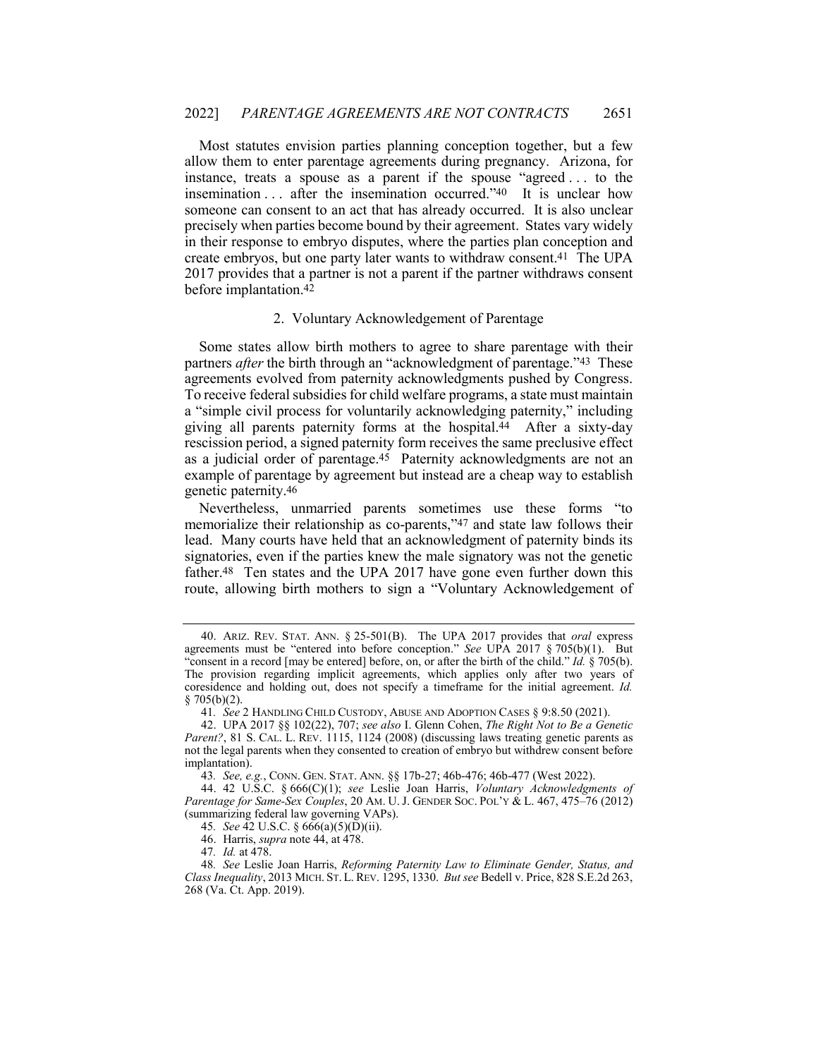Most statutes envision parties planning conception together, but a few allow them to enter parentage agreements during pregnancy. Arizona, for instance, treats a spouse as a parent if the spouse "agreed . . . to the insemination . . . after the insemination occurred."[40] It is unclear how someone can consent to an act that has already occurred. It is also unclear precisely when parties become bound by their agreement. States vary widely in their response to embryo disputes, where the parties plan conception and create embryos, but one party later wants to withdraw consent.[41] The UPA 2017 provides that a partner is not a parent if the partner withdraws consent before implantation.[42]

### 2. Voluntary Acknowledgement of Parentage

Some states allow birth mothers to agree to share parentage with their partners *after* the birth through an "acknowledgment of parentage."[43] These agreements evolved from paternity acknowledgments pushed by Congress. To receive federal subsidies for child welfare programs, a state must maintain a "simple civil process for voluntarily acknowledging paternity," including giving all parents paternity forms at the hospital.[44] After a sixty-day rescission period, a signed paternity form receives the same preclusive effect as a judicial order of parentage.[45] Paternity acknowledgments are not an example of parentage by agreement but instead are a cheap way to establish genetic paternity.[46]

Nevertheless, unmarried parents sometimes use these forms "to memorialize their relationship as co-parents,"[47] and state law follows their lead. Many courts have held that an acknowledgment of paternity binds its signatories, even if the parties knew the male signatory was not the genetic father.[48] Ten states and the UPA 2017 have gone even further down this route, allowing birth mothers to sign a "Voluntary Acknowledgement of

---

40. ARIZ. REV. STAT. ANN. § 25-501(B). The UPA 2017 provides that *oral* express agreements must be "entered into before conception." *See* UPA 2017 § 705(b)(1). But "consent in a record [may be entered] before, on, or after the birth of the child." *Id.* § 705(b). The provision regarding implicit agreements, which applies only after two years of coresidence and holding out, does not specify a timeframe for the initial agreement. *Id.* § 705(b)(2).

41. *See* 2 HANDLING CHILD CUSTODY, ABUSE AND ADOPTION CASES § 9:8.50 (2021).

42. UPA 2017 §§ 102(22), 707; *see also* I. Glenn Cohen, *The Right Not to Be a Genetic Parent?*, 81 S. CAL. L. REV. 1115, 1124 (2008) (discussing laws treating genetic parents as not the legal parents when they consented to creation of embryo but withdrew consent before implantation).

43. *See, e.g.*, CONN. GEN. STAT. ANN. §§ 17b-27; 46b-476; 46b-477 (West 2022).

44. 42 U.S.C. § 666(C)(1); *see* Leslie Joan Harris, *Voluntary Acknowledgments of Parentage for Same-Sex Couples*, 20 AM. U. J. GENDER SOC. POL'Y & L. 467, 475–76 (2012) (summarizing federal law governing VAPs).

45. *See* 42 U.S.C. § 666(a)(5)(D)(ii).

46. Harris, *supra* note 44, at 478.

47. *Id.* at 478.

48. *See* Leslie Joan Harris, *Reforming Paternity Law to Eliminate Gender, Status, and Class Inequality*, 2013 MICH. ST. L. REV. 1295, 1330. *But see* Bedell v. Price, 828 S.E.2d 263, 268 (Va. Ct. App. 2019).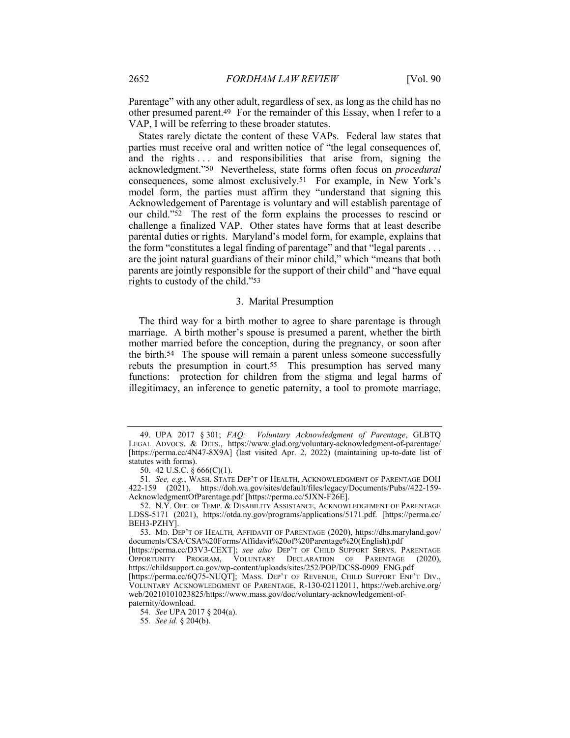Parentage" with any other adult, regardless of sex, as long as the child has no other presumed parent.[49] For the remainder of this Essay, when I refer to a VAP, I will be referring to these broader statutes.

States rarely dictate the content of these VAPs. Federal law states that parties must receive oral and written notice of "the legal consequences of, and the rights . . . and responsibilities that arise from, signing the acknowledgment."[50] Nevertheless, state forms often focus on *procedural* consequences, some almost exclusively.[51] For example, in New York's model form, the parties must affirm they "understand that signing this Acknowledgement of Parentage is voluntary and will establish parentage of our child."[52] The rest of the form explains the processes to rescind or challenge a finalized VAP. Other states have forms that at least describe parental duties or rights. Maryland's model form, for example, explains that the form "constitutes a legal finding of parentage" and that "legal parents . . . are the joint natural guardians of their minor child," which "means that both parents are jointly responsible for the support of their child" and "have equal rights to custody of the child."[53]

### 3. Marital Presumption

The third way for a birth mother to agree to share parentage is through marriage. A birth mother's spouse is presumed a parent, whether the birth mother married before the conception, during the pregnancy, or soon after the birth.[54] The spouse will remain a parent unless someone successfully rebuts the presumption in court.[55] This presumption has served many functions: protection for children from the stigma and legal harms of illegitimacy, an inference to genetic paternity, a tool to promote marriage,

---

49. UPA 2017 § 301; *FAQ: Voluntary Acknowledgment of Parentage*, GLBTQ LEGAL ADVOCS. & DEFS., https://www.glad.org/voluntary-acknowledgment-of-parentage/ [https://perma.cc/4N47-8X9A] (last visited Apr. 2, 2022) (maintaining up-to-date list of statutes with forms).

50. 42 U.S.C. § 666(C)(1).

51. *See, e.g.*, WASH. STATE DEP'T OF HEALTH, ACKNOWLEDGMENT OF PARENTAGE DOH 422-159 (2021), https://doh.wa.gov/sites/default/files/legacy/Documents/Pubs//422-159-AcknowledgmentOfParentage.pdf [https://perma.cc/5JXN-F26E].

52. N.Y. OFF. OF TEMP. & DISABILITY ASSISTANCE, ACKNOWLEDGEMENT OF PARENTAGE LDSS-5171 (2021), https://otda.ny.gov/programs/applications/5171.pdf. [https://perma.cc/BEH3-PZHY].

53. MD. DEP'T OF HEALTH, AFFIDAVIT OF PARENTAGE (2020), https://dhs.maryland.gov/documents/CSA/CSA%20Forms/Affidavit%20of%20Parentage%20(English).pdf [https://perma.cc/D3V3-CEXT]; *see also* DEP'T OF CHILD SUPPORT SERVS. PARENTAGE OPPORTUNITY PROGRAM, VOLUNTARY DECLARATION OF PARENTAGE (2020), https://childsupport.ca.gov/wp-content/uploads/sites/252/POP/DCSS-0909_ENG.pdf [https://perma.cc/6Q75-NUQT]; MASS. DEP'T OF REVENUE, CHILD SUPPORT ENF'T DIV., VOLUNTARY ACKNOWLEDGMENT OF PARENTAGE, R-130-02112011, https://web.archive.org/web/20210101023825/https://www.mass.gov/doc/voluntary-acknowledgement-of-paternity/download.

54. *See* UPA 2017 § 204(a).

55. *See id.* § 204(b).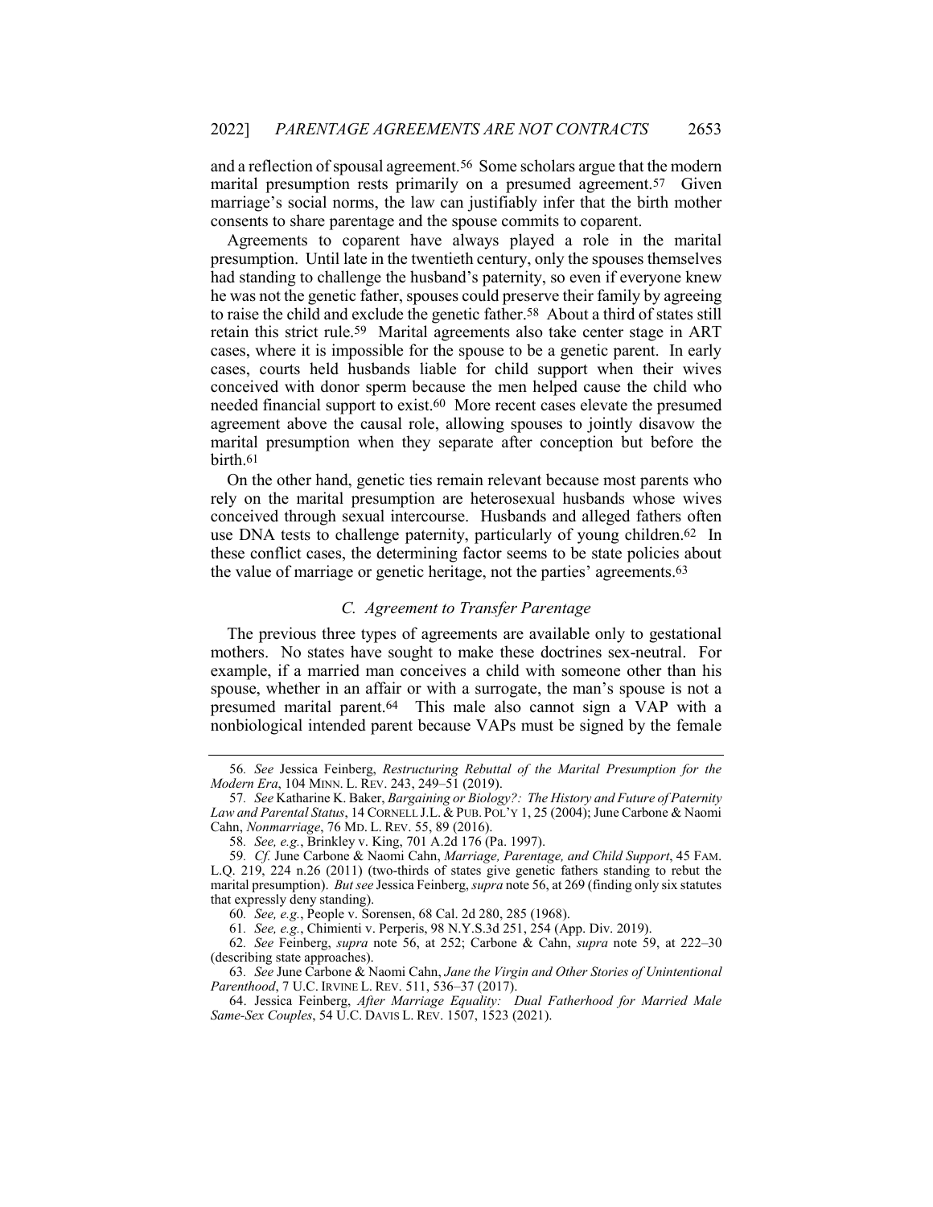and a reflection of spousal agreement.[56] Some scholars argue that the modern marital presumption rests primarily on a presumed agreement.[57] Given marriage's social norms, the law can justifiably infer that the birth mother consents to share parentage and the spouse commits to coparent.

Agreements to coparent have always played a role in the marital presumption. Until late in the twentieth century, only the spouses themselves had standing to challenge the husband's paternity, so even if everyone knew he was not the genetic father, spouses could preserve their family by agreeing to raise the child and exclude the genetic father.[58] About a third of states still retain this strict rule.[59] Marital agreements also take center stage in ART cases, where it is impossible for the spouse to be a genetic parent. In early cases, courts held husbands liable for child support when their wives conceived with donor sperm because the men helped cause the child who needed financial support to exist.[60] More recent cases elevate the presumed agreement above the causal role, allowing spouses to jointly disavow the marital presumption when they separate after conception but before the birth.[61]

On the other hand, genetic ties remain relevant because most parents who rely on the marital presumption are heterosexual husbands whose wives conceived through sexual intercourse. Husbands and alleged fathers often use DNA tests to challenge paternity, particularly of young children.[62] In these conflict cases, the determining factor seems to be state policies about the value of marriage or genetic heritage, not the parties' agreements.[63]

### *C. Agreement to Transfer Parentage*

The previous three types of agreements are available only to gestational mothers. No states have sought to make these doctrines sex-neutral. For example, if a married man conceives a child with someone other than his spouse, whether in an affair or with a surrogate, the man's spouse is not a presumed marital parent.[64] This male also cannot sign a VAP with a nonbiological intended parent because VAPs must be signed by the female

---

56. *See* Jessica Feinberg, *Restructuring Rebuttal of the Marital Presumption for the Modern Era*, 104 MINN. L. REV. 243, 249–51 (2019).

57. *See* Katharine K. Baker, *Bargaining or Biology?: The History and Future of Paternity Law and Parental Status*, 14 CORNELL J.L. & PUB. POL'Y 1, 25 (2004); June Carbone & Naomi Cahn, *Nonmarriage*, 76 MD. L. REV. 55, 89 (2016).

58. *See, e.g.*, Brinkley v. King, 701 A.2d 176 (Pa. 1997).

59. *Cf.* June Carbone & Naomi Cahn, *Marriage, Parentage, and Child Support*, 45 FAM. L.Q. 219, 224 n.26 (2011) (two-thirds of states give genetic fathers standing to rebut the marital presumption). *But see* Jessica Feinberg, *supra* note 56, at 269 (finding only six statutes that expressly deny standing).

60. *See, e.g.*, People v. Sorensen, 68 Cal. 2d 280, 285 (1968).

61. *See, e.g.*, Chimienti v. Perperis, 98 N.Y.S.3d 251, 254 (App. Div. 2019).

62. *See* Feinberg, *supra* note 56, at 252; Carbone & Cahn, *supra* note 59, at 222–30 (describing state approaches).

63. *See* June Carbone & Naomi Cahn, *Jane the Virgin and Other Stories of Unintentional Parenthood*, 7 U.C. IRVINE L. REV. 511, 536–37 (2017).

64. Jessica Feinberg, *After Marriage Equality: Dual Fatherhood for Married Male Same-Sex Couples*, 54 U.C. DAVIS L. REV. 1507, 1523 (2021).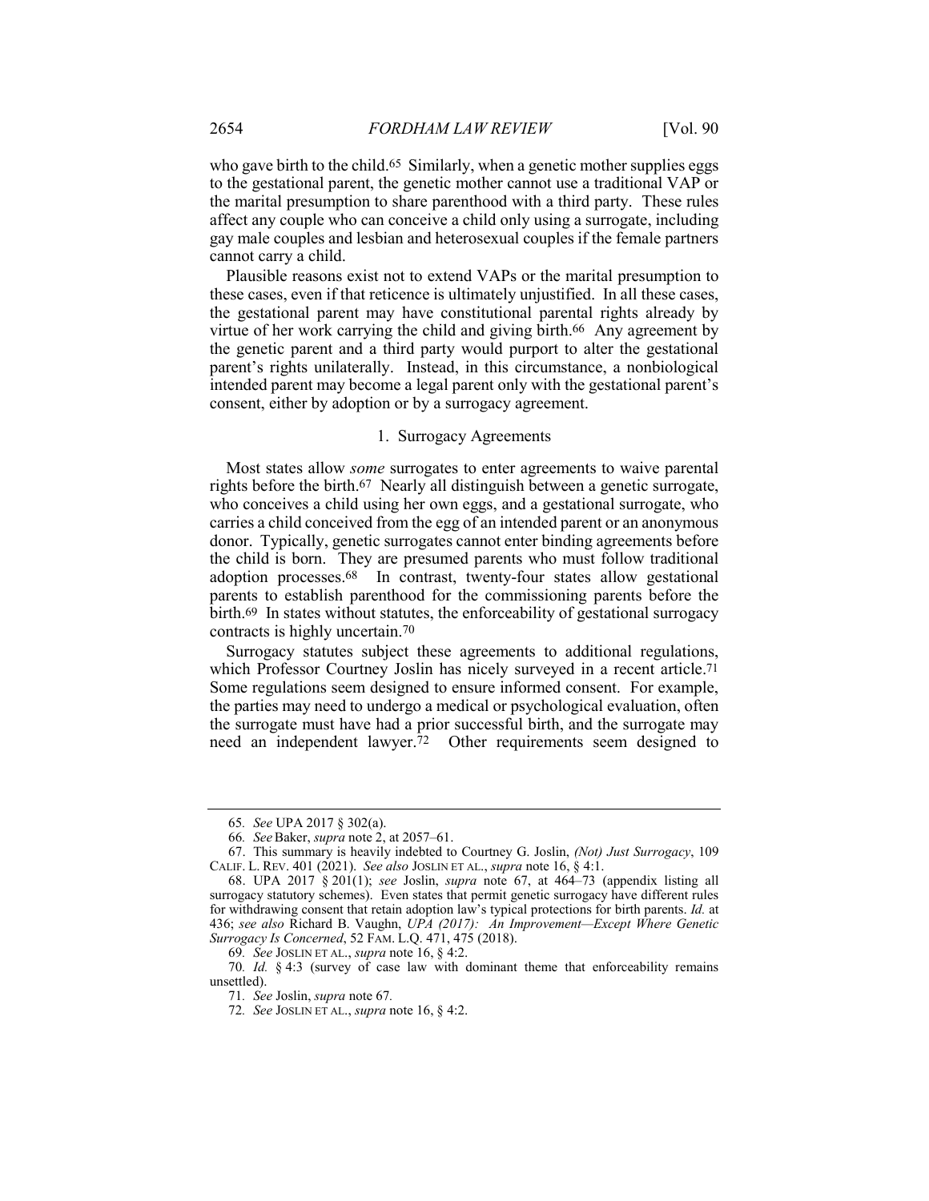who gave birth to the child.[65] Similarly, when a genetic mother supplies eggs to the gestational parent, the genetic mother cannot use a traditional VAP or the marital presumption to share parenthood with a third party. These rules affect any couple who can conceive a child only using a surrogate, including gay male couples and lesbian and heterosexual couples if the female partners cannot carry a child.

Plausible reasons exist not to extend VAPs or the marital presumption to these cases, even if that reticence is ultimately unjustified. In all these cases, the gestational parent may have constitutional parental rights already by virtue of her work carrying the child and giving birth.[66] Any agreement by the genetic parent and a third party would purport to alter the gestational parent's rights unilaterally. Instead, in this circumstance, a nonbiological intended parent may become a legal parent only with the gestational parent's consent, either by adoption or by a surrogacy agreement.

### 1. Surrogacy Agreements

Most states allow *some* surrogates to enter agreements to waive parental rights before the birth.[67] Nearly all distinguish between a genetic surrogate, who conceives a child using her own eggs, and a gestational surrogate, who carries a child conceived from the egg of an intended parent or an anonymous donor. Typically, genetic surrogates cannot enter binding agreements before the child is born. They are presumed parents who must follow traditional adoption processes.[68] In contrast, twenty-four states allow gestational parents to establish parenthood for the commissioning parents before the birth.[69] In states without statutes, the enforceability of gestational surrogacy contracts is highly uncertain.[70]

Surrogacy statutes subject these agreements to additional regulations, which Professor Courtney Joslin has nicely surveyed in a recent article.[71] Some regulations seem designed to ensure informed consent. For example, the parties may need to undergo a medical or psychological evaluation, often the surrogate must have had a prior successful birth, and the surrogate may need an independent lawyer.[72] Other requirements seem designed to

---

65. *See* UPA 2017 § 302(a).

66. *See* Baker, *supra* note 2, at 2057–61.

67. This summary is heavily indebted to Courtney G. Joslin, *(Not) Just Surrogacy*, 109 CALIF. L. REV. 401 (2021). *See also* JOSLIN ET AL., *supra* note 16, § 4:1.

68. UPA 2017 § 201(1); *see* Joslin, *supra* note 67, at 464–73 (appendix listing all surrogacy statutory schemes). Even states that permit genetic surrogacy have different rules for withdrawing consent that retain adoption law's typical protections for birth parents. *Id.* at 436; *see also* Richard B. Vaughn, *UPA (2017): An Improvement—Except Where Genetic Surrogacy Is Concerned*, 52 FAM. L.Q. 471, 475 (2018).

69. *See* JOSLIN ET AL., *supra* note 16, § 4:2.

70. *Id.* § 4:3 (survey of case law with dominant theme that enforceability remains unsettled).

71. *See* Joslin, *supra* note 67.

72. *See* JOSLIN ET AL., *supra* note 16, § 4:2.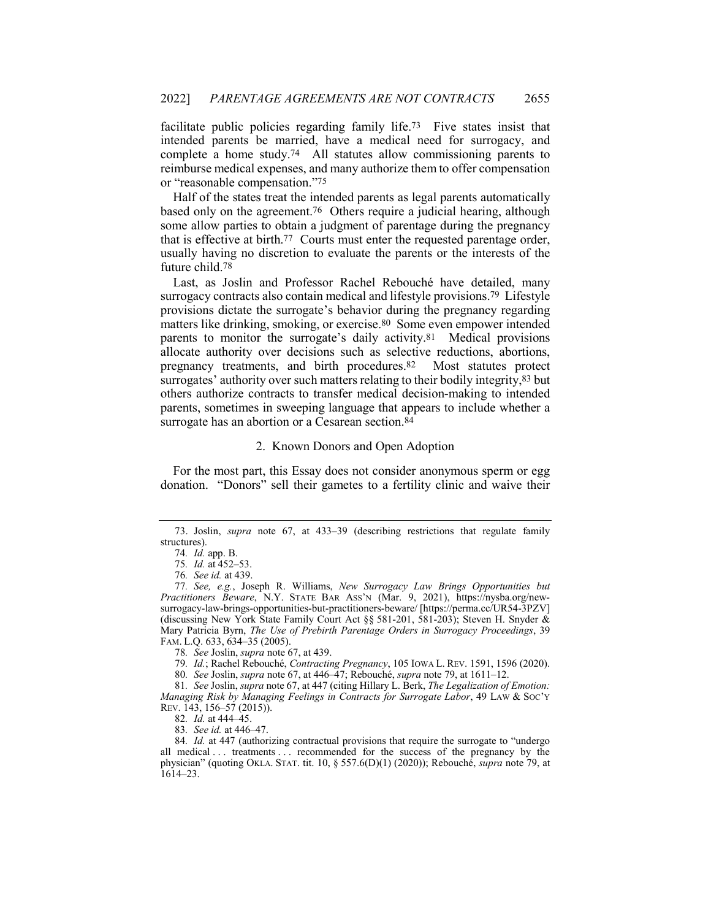facilitate public policies regarding family life.[73] Five states insist that intended parents be married, have a medical need for surrogacy, and complete a home study.[74] All statutes allow commissioning parents to reimburse medical expenses, and many authorize them to offer compensation or "reasonable compensation."[75]

Half of the states treat the intended parents as legal parents automatically based only on the agreement.[76] Others require a judicial hearing, although some allow parties to obtain a judgment of parentage during the pregnancy that is effective at birth.[77] Courts must enter the requested parentage order, usually having no discretion to evaluate the parents or the interests of the future child.[78]

Last, as Joslin and Professor Rachel Rebouché have detailed, many surrogacy contracts also contain medical and lifestyle provisions.[79] Lifestyle provisions dictate the surrogate's behavior during the pregnancy regarding matters like drinking, smoking, or exercise.[80] Some even empower intended parents to monitor the surrogate's daily activity.[81] Medical provisions allocate authority over decisions such as selective reductions, abortions, pregnancy treatments, and birth procedures.[82] Most statutes protect surrogates' authority over such matters relating to their bodily integrity,[83] but others authorize contracts to transfer medical decision-making to intended parents, sometimes in sweeping language that appears to include whether a surrogate has an abortion or a Cesarean section.[84]

### 2. Known Donors and Open Adoption

For the most part, this Essay does not consider anonymous sperm or egg donation. "Donors" sell their gametes to a fertility clinic and waive their

---

73. Joslin, *supra* note 67, at 433–39 (describing restrictions that regulate family structures).

74. *Id.* app. B.

75. *Id.* at 452–53.

76. *See id.* at 439.

77. *See, e.g.*, Joseph R. Williams, *New Surrogacy Law Brings Opportunities but Practitioners Beware*, N.Y. STATE BAR ASS'N (Mar. 9, 2021), https://nysba.org/new-surrogacy-law-brings-opportunities-but-practitioners-beware/ [https://perma.cc/UR54-3PZV] (discussing New York State Family Court Act §§ 581-201, 581-203); Steven H. Snyder & Mary Patricia Byrn, *The Use of Prebirth Parentage Orders in Surrogacy Proceedings*, 39 FAM. L.Q. 633, 634–35 (2005).

78. *See* Joslin, *supra* note 67, at 439.

79. *Id.*; Rachel Rebouché, *Contracting Pregnancy*, 105 IOWA L. REV. 1591, 1596 (2020).

80. *See* Joslin, *supra* note 67, at 446–47; Rebouché, *supra* note 79, at 1611–12.

81. *See* Joslin, *supra* note 67, at 447 (citing Hillary L. Berk, *The Legalization of Emotion: Managing Risk by Managing Feelings in Contracts for Surrogate Labor*, 49 LAW & SOC'Y REV. 143, 156–57 (2015)).

82. *Id.* at 444–45.

83. *See id.* at 446–47.

84. *Id.* at 447 (authorizing contractual provisions that require the surrogate to "undergo all medical . . . treatments . . . recommended for the success of the pregnancy by the physician" (quoting OKLA. STAT. tit. 10, § 557.6(D)(1) (2020)); Rebouché, *supra* note 79, at 1614–23.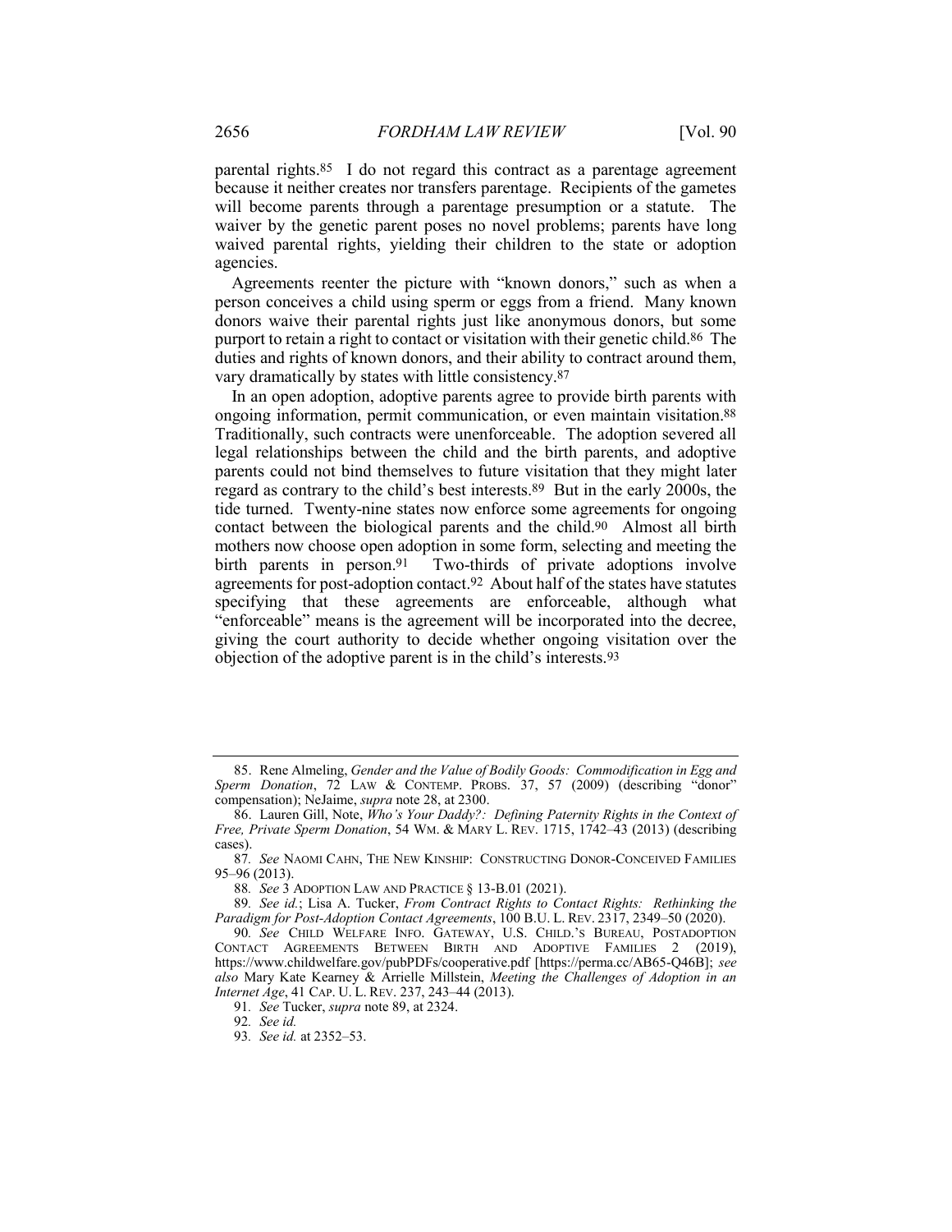parental rights.[85] I do not regard this contract as a parentage agreement because it neither creates nor transfers parentage. Recipients of the gametes will become parents through a parentage presumption or a statute. The waiver by the genetic parent poses no novel problems; parents have long waived parental rights, yielding their children to the state or adoption agencies.

Agreements reenter the picture with "known donors," such as when a person conceives a child using sperm or eggs from a friend. Many known donors waive their parental rights just like anonymous donors, but some purport to retain a right to contact or visitation with their genetic child.[86] The duties and rights of known donors, and their ability to contract around them, vary dramatically by states with little consistency.[87]

In an open adoption, adoptive parents agree to provide birth parents with ongoing information, permit communication, or even maintain visitation.[88] Traditionally, such contracts were unenforceable. The adoption severed all legal relationships between the child and the birth parents, and adoptive parents could not bind themselves to future visitation that they might later regard as contrary to the child's best interests.[89] But in the early 2000s, the tide turned. Twenty-nine states now enforce some agreements for ongoing contact between the biological parents and the child.[90] Almost all birth mothers now choose open adoption in some form, selecting and meeting the birth parents in person.[91] Two-thirds of private adoptions involve agreements for post-adoption contact.[92] About half of the states have statutes specifying that these agreements are enforceable, although what "enforceable" means is the agreement will be incorporated into the decree, giving the court authority to decide whether ongoing visitation over the objection of the adoptive parent is in the child's interests.[93]

---

85. Rene Almeling, *Gender and the Value of Bodily Goods: Commodification in Egg and Sperm Donation*, 72 LAW & CONTEMP. PROBS. 37, 57 (2009) (describing "donor" compensation); NeJaime, *supra* note 28, at 2300.

86. Lauren Gill, Note, *Who's Your Daddy?: Defining Paternity Rights in the Context of Free, Private Sperm Donation*, 54 WM. & MARY L. REV. 1715, 1742–43 (2013) (describing cases).

87. *See* NAOMI CAHN, THE NEW KINSHIP: CONSTRUCTING DONOR-CONCEIVED FAMILIES 95–96 (2013).

88. *See* 3 ADOPTION LAW AND PRACTICE § 13-B.01 (2021).

89. *See id.*; Lisa A. Tucker, *From Contract Rights to Contact Rights: Rethinking the Paradigm for Post-Adoption Contact Agreements*, 100 B.U. L. REV. 2317, 2349–50 (2020).

90. *See* CHILD WELFARE INFO. GATEWAY, U.S. CHILD.'S BUREAU, POSTADOPTION CONTACT AGREEMENTS BETWEEN BIRTH AND ADOPTIVE FAMILIES 2 (2019), https://www.childwelfare.gov/pubPDFs/cooperative.pdf [https://perma.cc/AB65-Q46B]; *see also* Mary Kate Kearney & Arrielle Millstein, *Meeting the Challenges of Adoption in an Internet Age*, 41 CAP. U. L. REV. 237, 243–44 (2013).

91. *See* Tucker, *supra* note 89, at 2324.

92. *See id.*

93. *See id.* at 2352–53.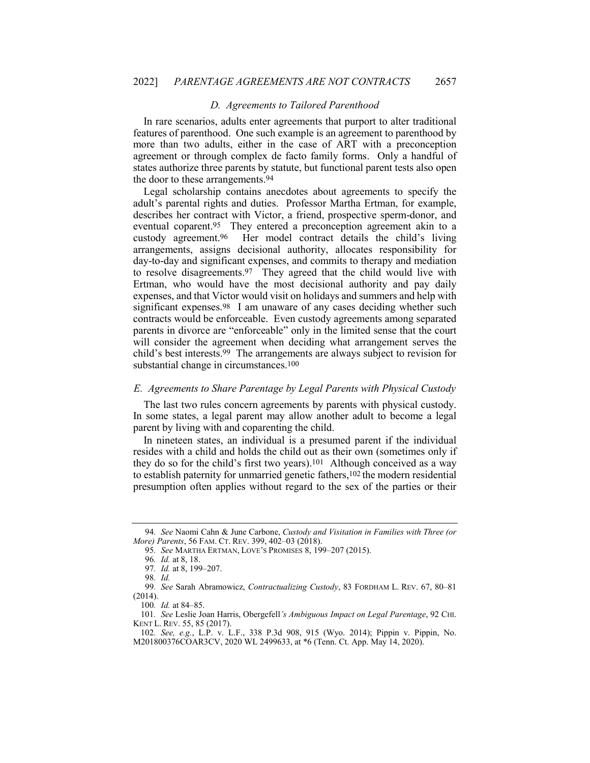### *D. Agreements to Tailored Parenthood*

In rare scenarios, adults enter agreements that purport to alter traditional features of parenthood. One such example is an agreement to parenthood by more than two adults, either in the case of ART with a preconception agreement or through complex de facto family forms. Only a handful of states authorize three parents by statute, but functional parent tests also open the door to these arrangements.[94]

Legal scholarship contains anecdotes about agreements to specify the adult's parental rights and duties. Professor Martha Ertman, for example, describes her contract with Victor, a friend, prospective sperm-donor, and eventual coparent.[95] They entered a preconception agreement akin to a custody agreement.[96] Her model contract details the child's living arrangements, assigns decisional authority, allocates responsibility for day-to-day and significant expenses, and commits to therapy and mediation to resolve disagreements.[97] They agreed that the child would live with Ertman, who would have the most decisional authority and pay daily expenses, and that Victor would visit on holidays and summers and help with significant expenses.[98] I am unaware of any cases deciding whether such contracts would be enforceable. Even custody agreements among separated parents in divorce are "enforceable" only in the limited sense that the court will consider the agreement when deciding what arrangement serves the child's best interests.[99] The arrangements are always subject to revision for substantial change in circumstances.[100]

### *E. Agreements to Share Parentage by Legal Parents with Physical Custody*

The last two rules concern agreements by parents with physical custody. In some states, a legal parent may allow another adult to become a legal parent by living with and coparenting the child.

In nineteen states, an individual is a presumed parent if the individual resides with a child and holds the child out as their own (sometimes only if they do so for the child's first two years).[101] Although conceived as a way to establish paternity for unmarried genetic fathers,[102] the modern residential presumption often applies without regard to the sex of the parties or their

---

94. *See* Naomi Cahn & June Carbone, *Custody and Visitation in Families with Three (or More) Parents*, 56 FAM. CT. REV. 399, 402–03 (2018).

95. *See* MARTHA ERTMAN, LOVE'S PROMISES 8, 199–207 (2015).

96. *Id.* at 8, 18.

97. *Id.* at 8, 199–207.

98. *Id.*

99. *See* Sarah Abramowicz, *Contractualizing Custody*, 83 FORDHAM L. REV. 67, 80–81 (2014).

100. *Id.* at 84–85.

101. *See* Leslie Joan Harris, Obergefell*'s Ambiguous Impact on Legal Parentage*, 92 CHI. KENT L. REV. 55, 85 (2017).

102. *See, e.g.*, L.P. v. L.F., 338 P.3d 908, 915 (Wyo. 2014); Pippin v. Pippin, No. M201800376COAR3CV, 2020 WL 2499633, at *6 (Tenn. Ct. App. May 14, 2020).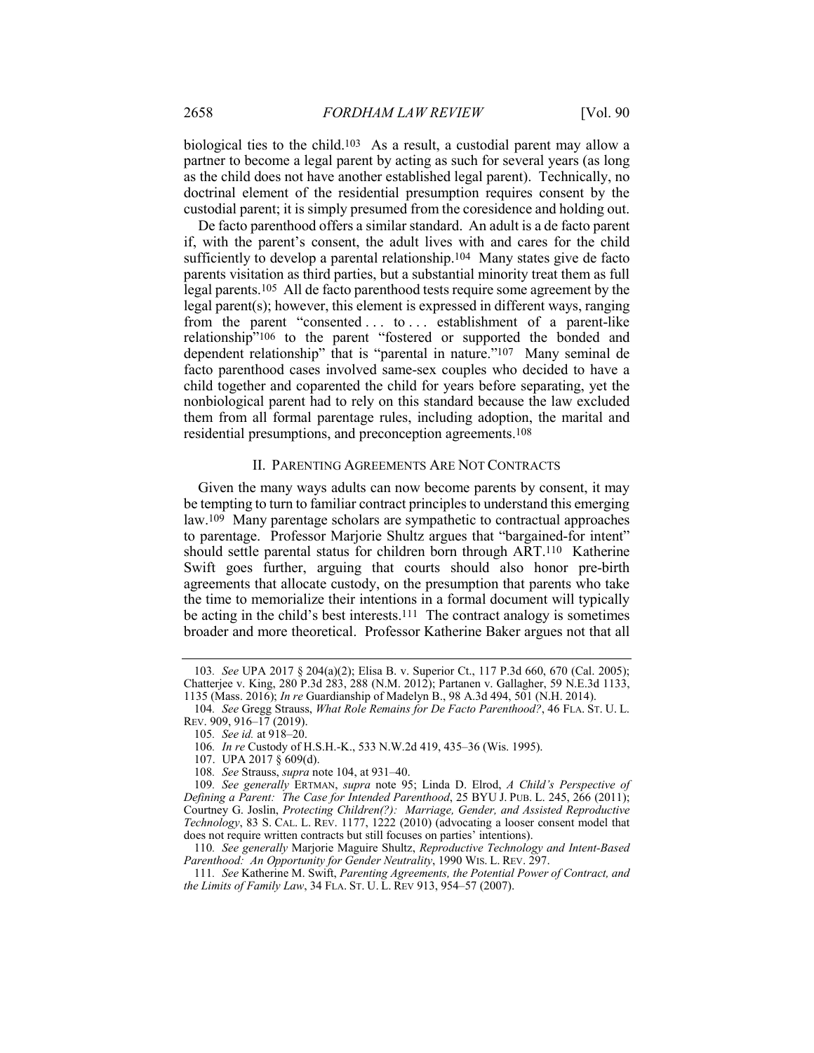biological ties to the child.[103] As a result, a custodial parent may allow a partner to become a legal parent by acting as such for several years (as long as the child does not have another established legal parent). Technically, no doctrinal element of the residential presumption requires consent by the custodial parent; it is simply presumed from the coresidence and holding out.

De facto parenthood offers a similar standard. An adult is a de facto parent if, with the parent's consent, the adult lives with and cares for the child sufficiently to develop a parental relationship.[104] Many states give de facto parents visitation as third parties, but a substantial minority treat them as full legal parents.[105] All de facto parenthood tests require some agreement by the legal parent(s); however, this element is expressed in different ways, ranging from the parent "consented . . . to . . . establishment of a parent-like relationship"[106] to the parent "fostered or supported the bonded and dependent relationship" that is "parental in nature."[107] Many seminal de facto parenthood cases involved same-sex couples who decided to have a child together and coparented the child for years before separating, yet the nonbiological parent had to rely on this standard because the law excluded them from all formal parentage rules, including adoption, the marital and residential presumptions, and preconception agreements.[108]

## II. PARENTING AGREEMENTS ARE NOT CONTRACTS

Given the many ways adults can now become parents by consent, it may be tempting to turn to familiar contract principles to understand this emerging law.[109] Many parentage scholars are sympathetic to contractual approaches to parentage. Professor Marjorie Shultz argues that "bargained-for intent" should settle parental status for children born through ART.[110] Katherine Swift goes further, arguing that courts should also honor pre-birth agreements that allocate custody, on the presumption that parents who take the time to memorialize their intentions in a formal document will typically be acting in the child's best interests.[111] The contract analogy is sometimes broader and more theoretical. Professor Katherine Baker argues not that all

---

103. *See* UPA 2017 § 204(a)(2); Elisa B. v. Superior Ct., 117 P.3d 660, 670 (Cal. 2005); Chatterjee v. King, 280 P.3d 283, 288 (N.M. 2012); Partanen v. Gallagher, 59 N.E.3d 1133, 1135 (Mass. 2016); *In re* Guardianship of Madelyn B., 98 A.3d 494, 501 (N.H. 2014).

104. *See* Gregg Strauss, *What Role Remains for De Facto Parenthood?*, 46 FLA. ST. U. L. REV. 909, 916–17 (2019).

105. *See id.* at 918–20.

106. *In re* Custody of H.S.H.-K., 533 N.W.2d 419, 435–36 (Wis. 1995).

107. UPA 2017 § 609(d).

108. *See* Strauss, *supra* note 104, at 931–40.

109. *See generally* ERTMAN, *supra* note 95; Linda D. Elrod, *A Child's Perspective of Defining a Parent: The Case for Intended Parenthood*, 25 BYU J. PUB. L. 245, 266 (2011); Courtney G. Joslin, *Protecting Children(?): Marriage, Gender, and Assisted Reproductive Technology*, 83 S. CAL. L. REV. 1177, 1222 (2010) (advocating a looser consent model that does not require written contracts but still focuses on parties' intentions).

110. *See generally* Marjorie Maguire Shultz, *Reproductive Technology and Intent-Based Parenthood: An Opportunity for Gender Neutrality*, 1990 WIS. L. REV. 297.

111. *See* Katherine M. Swift, *Parenting Agreements, the Potential Power of Contract, and the Limits of Family Law*, 34 FLA. ST. U. L. REV 913, 954–57 (2007).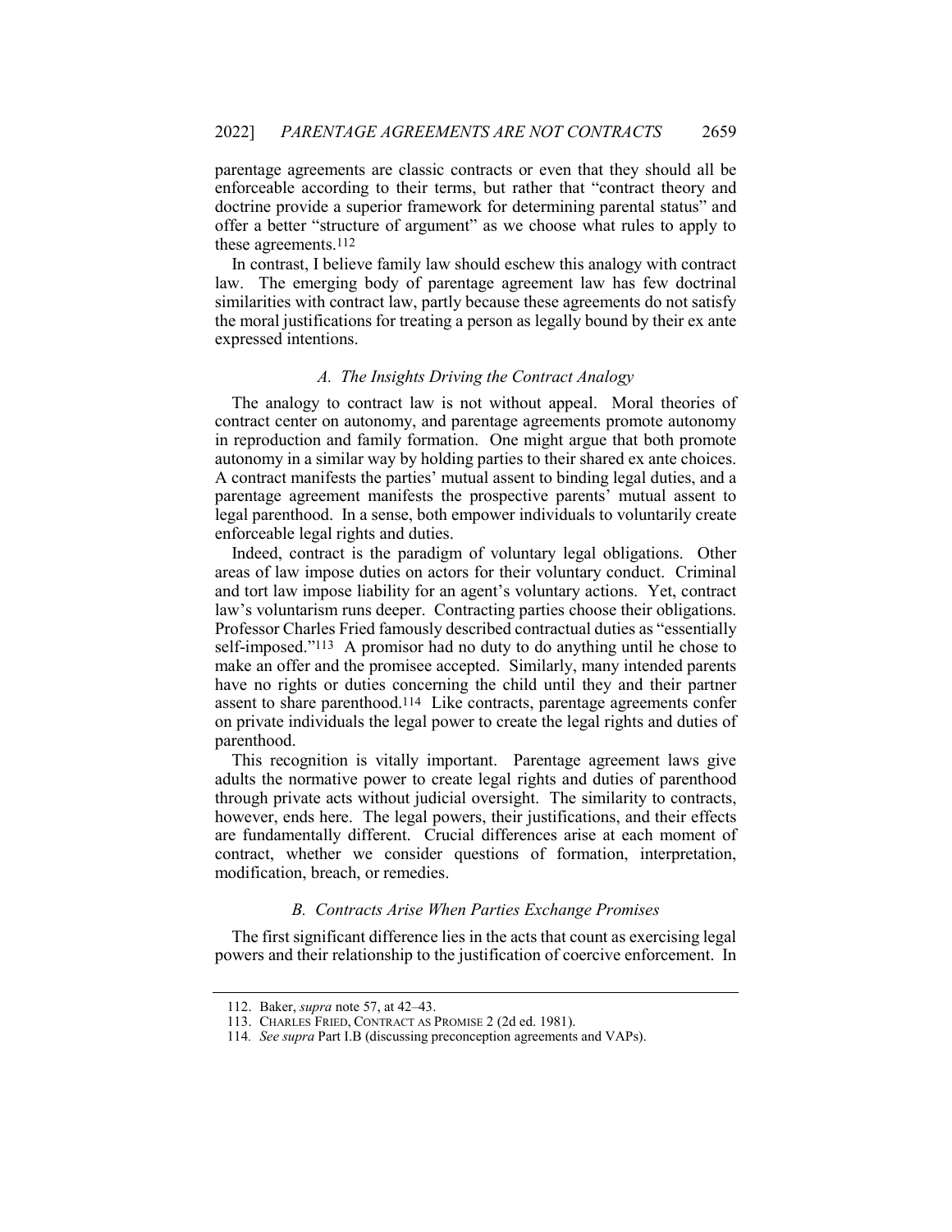parentage agreements are classic contracts or even that they should all be enforceable according to their terms, but rather that "contract theory and doctrine provide a superior framework for determining parental status" and offer a better "structure of argument" as we choose what rules to apply to these agreements.[112]

In contrast, I believe family law should eschew this analogy with contract law. The emerging body of parentage agreement law has few doctrinal similarities with contract law, partly because these agreements do not satisfy the moral justifications for treating a person as legally bound by their ex ante expressed intentions.

### *A. The Insights Driving the Contract Analogy*

The analogy to contract law is not without appeal. Moral theories of contract center on autonomy, and parentage agreements promote autonomy in reproduction and family formation. One might argue that both promote autonomy in a similar way by holding parties to their shared ex ante choices. A contract manifests the parties' mutual assent to binding legal duties, and a parentage agreement manifests the prospective parents' mutual assent to legal parenthood. In a sense, both empower individuals to voluntarily create enforceable legal rights and duties.

Indeed, contract is the paradigm of voluntary legal obligations. Other areas of law impose duties on actors for their voluntary conduct. Criminal and tort law impose liability for an agent's voluntary actions. Yet, contract law's voluntarism runs deeper. Contracting parties choose their obligations. Professor Charles Fried famously described contractual duties as "essentially self-imposed."[113] A promisor had no duty to do anything until he chose to make an offer and the promisee accepted. Similarly, many intended parents have no rights or duties concerning the child until they and their partner assent to share parenthood.[114] Like contracts, parentage agreements confer on private individuals the legal power to create the legal rights and duties of parenthood.

This recognition is vitally important. Parentage agreement laws give adults the normative power to create legal rights and duties of parenthood through private acts without judicial oversight. The similarity to contracts, however, ends here. The legal powers, their justifications, and their effects are fundamentally different. Crucial differences arise at each moment of contract, whether we consider questions of formation, interpretation, modification, breach, or remedies.

### *B. Contracts Arise When Parties Exchange Promises*

The first significant difference lies in the acts that count as exercising legal powers and their relationship to the justification of coercive enforcement. In

---

112. Baker, *supra* note 57, at 42–43.

113. CHARLES FRIED, CONTRACT AS PROMISE 2 (2d ed. 1981).

114. *See supra* Part I.B (discussing preconception agreements and VAPs).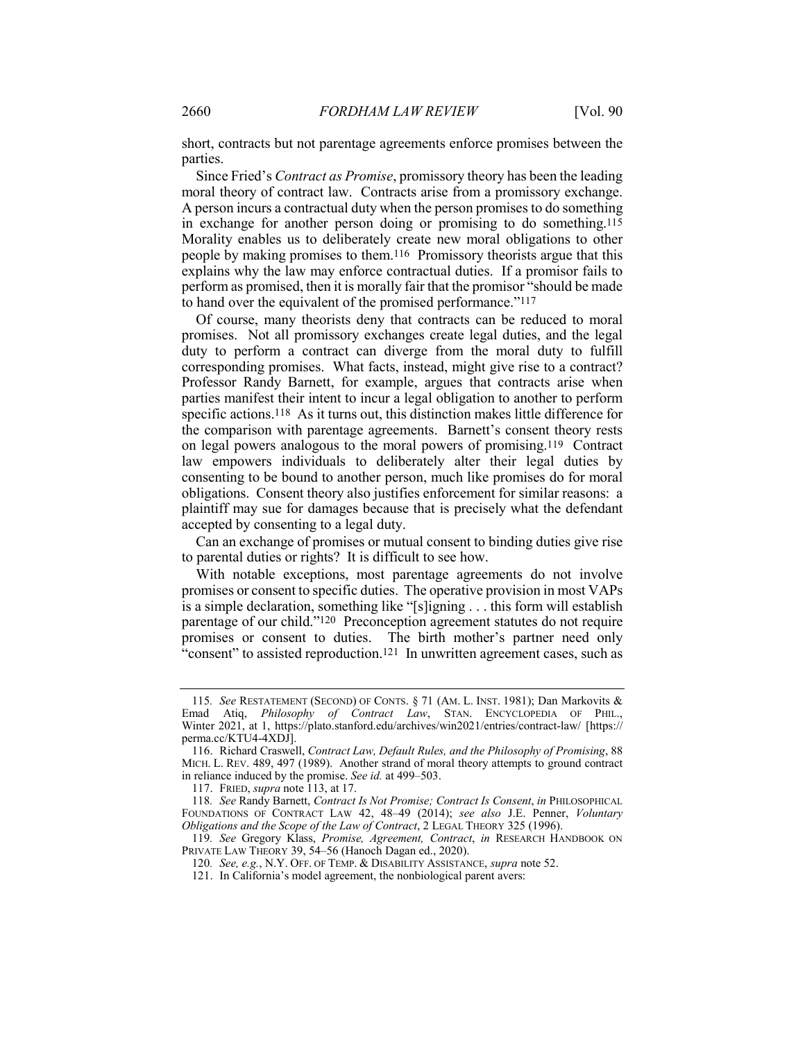short, contracts but not parentage agreements enforce promises between the parties.

Since Fried's *Contract as Promise*, promissory theory has been the leading moral theory of contract law. Contracts arise from a promissory exchange. A person incurs a contractual duty when the person promises to do something in exchange for another person doing or promising to do something.[115] Morality enables us to deliberately create new moral obligations to other people by making promises to them.[116] Promissory theorists argue that this explains why the law may enforce contractual duties. If a promisor fails to perform as promised, then it is morally fair that the promisor "should be made to hand over the equivalent of the promised performance."[117]

Of course, many theorists deny that contracts can be reduced to moral promises. Not all promissory exchanges create legal duties, and the legal duty to perform a contract can diverge from the moral duty to fulfill corresponding promises. What facts, instead, might give rise to a contract? Professor Randy Barnett, for example, argues that contracts arise when parties manifest their intent to incur a legal obligation to another to perform specific actions.[118] As it turns out, this distinction makes little difference for the comparison with parentage agreements. Barnett's consent theory rests on legal powers analogous to the moral powers of promising.[119] Contract law empowers individuals to deliberately alter their legal duties by consenting to be bound to another person, much like promises do for moral obligations. Consent theory also justifies enforcement for similar reasons: a plaintiff may sue for damages because that is precisely what the defendant accepted by consenting to a legal duty.

Can an exchange of promises or mutual consent to binding duties give rise to parental duties or rights? It is difficult to see how.

With notable exceptions, most parentage agreements do not involve promises or consent to specific duties. The operative provision in most VAPs is a simple declaration, something like "[s]igning . . . this form will establish parentage of our child."[120] Preconception agreement statutes do not require promises or consent to duties. The birth mother's partner need only "consent" to assisted reproduction.[121] In unwritten agreement cases, such as

---

115. *See* RESTATEMENT (SECOND) OF CONTS. § 71 (AM. L. INST. 1981); Dan Markovits & Emad Atiq, *Philosophy of Contract Law*, STAN. ENCYCLOPEDIA OF PHIL., Winter 2021, at 1, https://plato.stanford.edu/archives/win2021/entries/contract-law/ [https://perma.cc/KTU4-4XDJ].

116. Richard Craswell, *Contract Law, Default Rules, and the Philosophy of Promising*, 88 MICH. L. REV. 489, 497 (1989). Another strand of moral theory attempts to ground contract in reliance induced by the promise. *See id.* at 499–503.

117. FRIED, *supra* note 113, at 17.

118. *See* Randy Barnett, *Contract Is Not Promise; Contract Is Consent*, *in* PHILOSOPHICAL FOUNDATIONS OF CONTRACT LAW 42, 48–49 (2014); *see also* J.E. Penner, *Voluntary Obligations and the Scope of the Law of Contract*, 2 LEGAL THEORY 325 (1996).

119. *See* Gregory Klass, *Promise, Agreement, Contract*, *in* RESEARCH HANDBOOK ON PRIVATE LAW THEORY 39, 54–56 (Hanoch Dagan ed., 2020).

120. *See, e.g.*, N.Y. OFF. OF TEMP. & DISABILITY ASSISTANCE, *supra* note 52.

121. In California's model agreement, the nonbiological parent avers: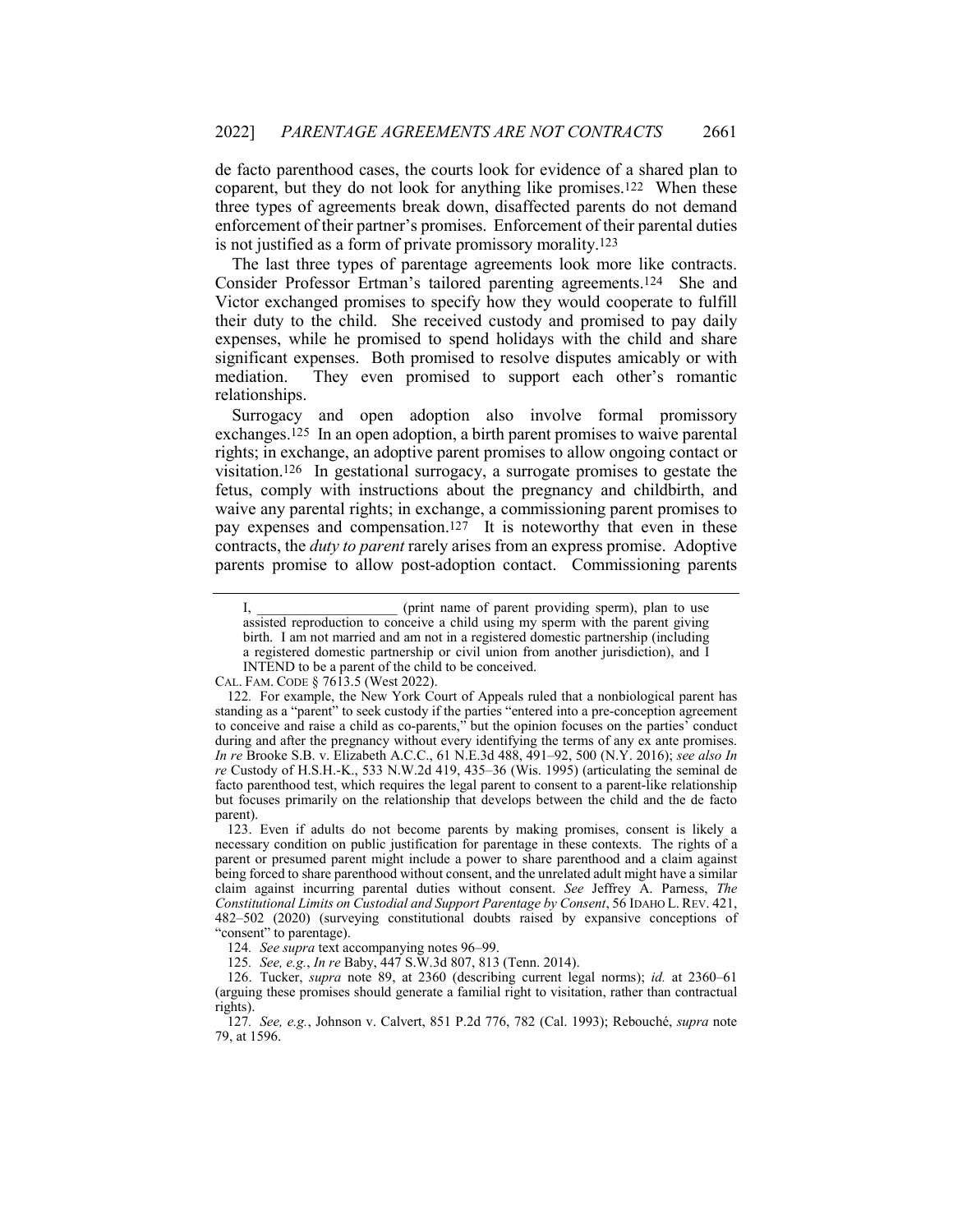de facto parenthood cases, the courts look for evidence of a shared plan to coparent, but they do not look for anything like promises.[122] When these three types of agreements break down, disaffected parents do not demand enforcement of their partner's promises. Enforcement of their parental duties is not justified as a form of private promissory morality.[123]

The last three types of parentage agreements look more like contracts. Consider Professor Ertman's tailored parenting agreements.[124] She and Victor exchanged promises to specify how they would cooperate to fulfill their duty to the child. She received custody and promised to pay daily expenses, while he promised to spend holidays with the child and share significant expenses. Both promised to resolve disputes amicably or with mediation. They even promised to support each other's romantic relationships.

Surrogacy and open adoption also involve formal promissory exchanges.[125] In an open adoption, a birth parent promises to waive parental rights; in exchange, an adoptive parent promises to allow ongoing contact or visitation.[126] In gestational surrogacy, a surrogate promises to gestate the fetus, comply with instructions about the pregnancy and childbirth, and waive any parental rights; in exchange, a commissioning parent promises to pay expenses and compensation.[127] It is noteworthy that even in these contracts, the *duty to parent* rarely arises from an express promise. Adoptive parents promise to allow post-adoption contact. Commissioning parents

> I, ___________________ (print name of parent providing sperm), plan to use assisted reproduction to conceive a child using my sperm with the parent giving birth. I am not married and am not in a registered domestic partnership (including a registered domestic partnership or civil union from another jurisdiction), and I INTEND to be a parent of the child to be conceived.

CAL. FAM. CODE § 7613.5 (West 2022).

122. For example, the New York Court of Appeals ruled that a nonbiological parent has standing as a "parent" to seek custody if the parties "entered into a pre-conception agreement to conceive and raise a child as co-parents," but the opinion focuses on the parties' conduct during and after the pregnancy without every identifying the terms of any ex ante promises. *In re* Brooke S.B. v. Elizabeth A.C.C., 61 N.E.3d 488, 491–92, 500 (N.Y. 2016); *see also In re* Custody of H.S.H.-K., 533 N.W.2d 419, 435–36 (Wis. 1995) (articulating the seminal de facto parenthood test, which requires the legal parent to consent to a parent-like relationship but focuses primarily on the relationship that develops between the child and the de facto parent).

123. Even if adults do not become parents by making promises, consent is likely a necessary condition on public justification for parentage in these contexts. The rights of a parent or presumed parent might include a power to share parenthood and a claim against being forced to share parenthood without consent, and the unrelated adult might have a similar claim against incurring parental duties without consent. *See* Jeffrey A. Parness, *The Constitutional Limits on Custodial and Support Parentage by Consent*, 56 IDAHO L. REV. 421, 482–502 (2020) (surveying constitutional doubts raised by expansive conceptions of "consent" to parentage).

124. *See supra* text accompanying notes 96–99.

125. *See, e.g.*, *In re* Baby, 447 S.W.3d 807, 813 (Tenn. 2014).

126. Tucker, *supra* note 89, at 2360 (describing current legal norms); *id.* at 2360–61 (arguing these promises should generate a familial right to visitation, rather than contractual rights).

127. *See, e.g.*, Johnson v. Calvert, 851 P.2d 776, 782 (Cal. 1993); Rebouché, *supra* note 79, at 1596.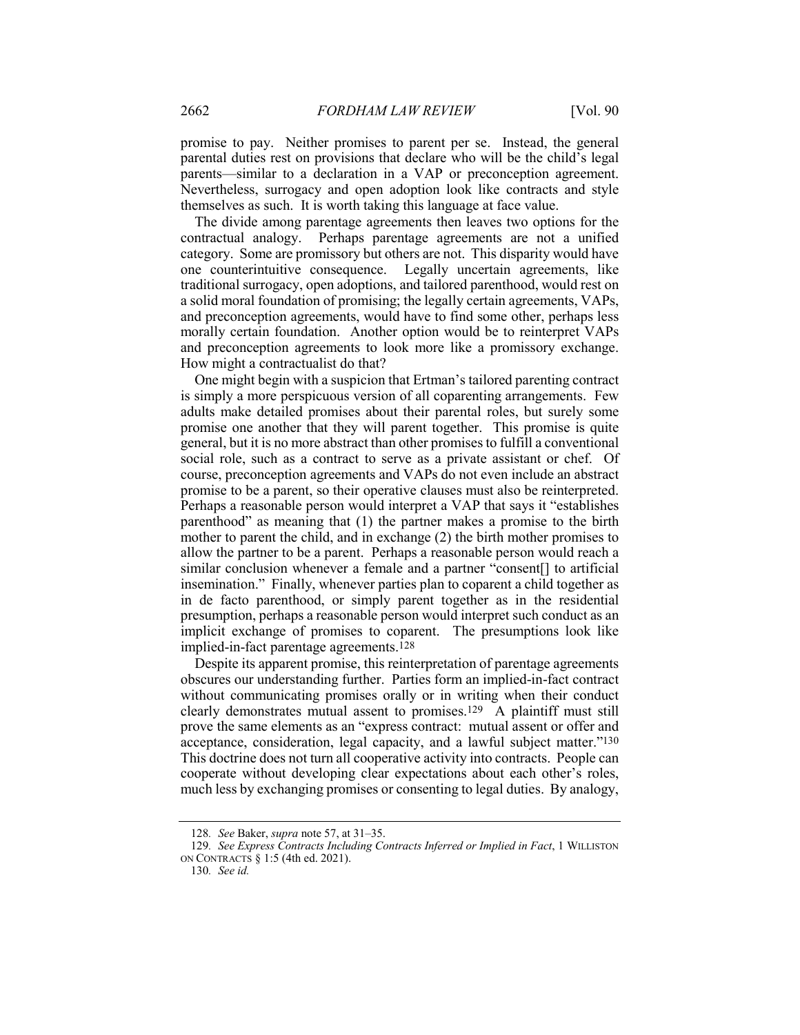promise to pay. Neither promises to parent per se. Instead, the general parental duties rest on provisions that declare who will be the child's legal parents—similar to a declaration in a VAP or preconception agreement. Nevertheless, surrogacy and open adoption look like contracts and style themselves as such. It is worth taking this language at face value.

The divide among parentage agreements then leaves two options for the contractual analogy. Perhaps parentage agreements are not a unified category. Some are promissory but others are not. This disparity would have one counterintuitive consequence. Legally uncertain agreements, like traditional surrogacy, open adoptions, and tailored parenthood, would rest on a solid moral foundation of promising; the legally certain agreements, VAPs, and preconception agreements, would have to find some other, perhaps less morally certain foundation. Another option would be to reinterpret VAPs and preconception agreements to look more like a promissory exchange. How might a contractualist do that?

One might begin with a suspicion that Ertman's tailored parenting contract is simply a more perspicuous version of all coparenting arrangements. Few adults make detailed promises about their parental roles, but surely some promise one another that they will parent together. This promise is quite general, but it is no more abstract than other promises to fulfill a conventional social role, such as a contract to serve as a private assistant or chef. Of course, preconception agreements and VAPs do not even include an abstract promise to be a parent, so their operative clauses must also be reinterpreted. Perhaps a reasonable person would interpret a VAP that says it "establishes parenthood" as meaning that (1) the partner makes a promise to the birth mother to parent the child, and in exchange (2) the birth mother promises to allow the partner to be a parent. Perhaps a reasonable person would reach a similar conclusion whenever a female and a partner "consent[] to artificial insemination." Finally, whenever parties plan to coparent a child together as in de facto parenthood, or simply parent together as in the residential presumption, perhaps a reasonable person would interpret such conduct as an implicit exchange of promises to coparent. The presumptions look like implied-in-fact parentage agreements.[128]

Despite its apparent promise, this reinterpretation of parentage agreements obscures our understanding further. Parties form an implied-in-fact contract without communicating promises orally or in writing when their conduct clearly demonstrates mutual assent to promises.[129] A plaintiff must still prove the same elements as an "express contract: mutual assent or offer and acceptance, consideration, legal capacity, and a lawful subject matter."[130] This doctrine does not turn all cooperative activity into contracts. People can cooperate without developing clear expectations about each other's roles, much less by exchanging promises or consenting to legal duties. By analogy,

---

128. *See* Baker, *supra* note 57, at 31–35.

129. *See Express Contracts Including Contracts Inferred or Implied in Fact*, 1 WILLISTON ON CONTRACTS § 1:5 (4th ed. 2021).

130. *See id.*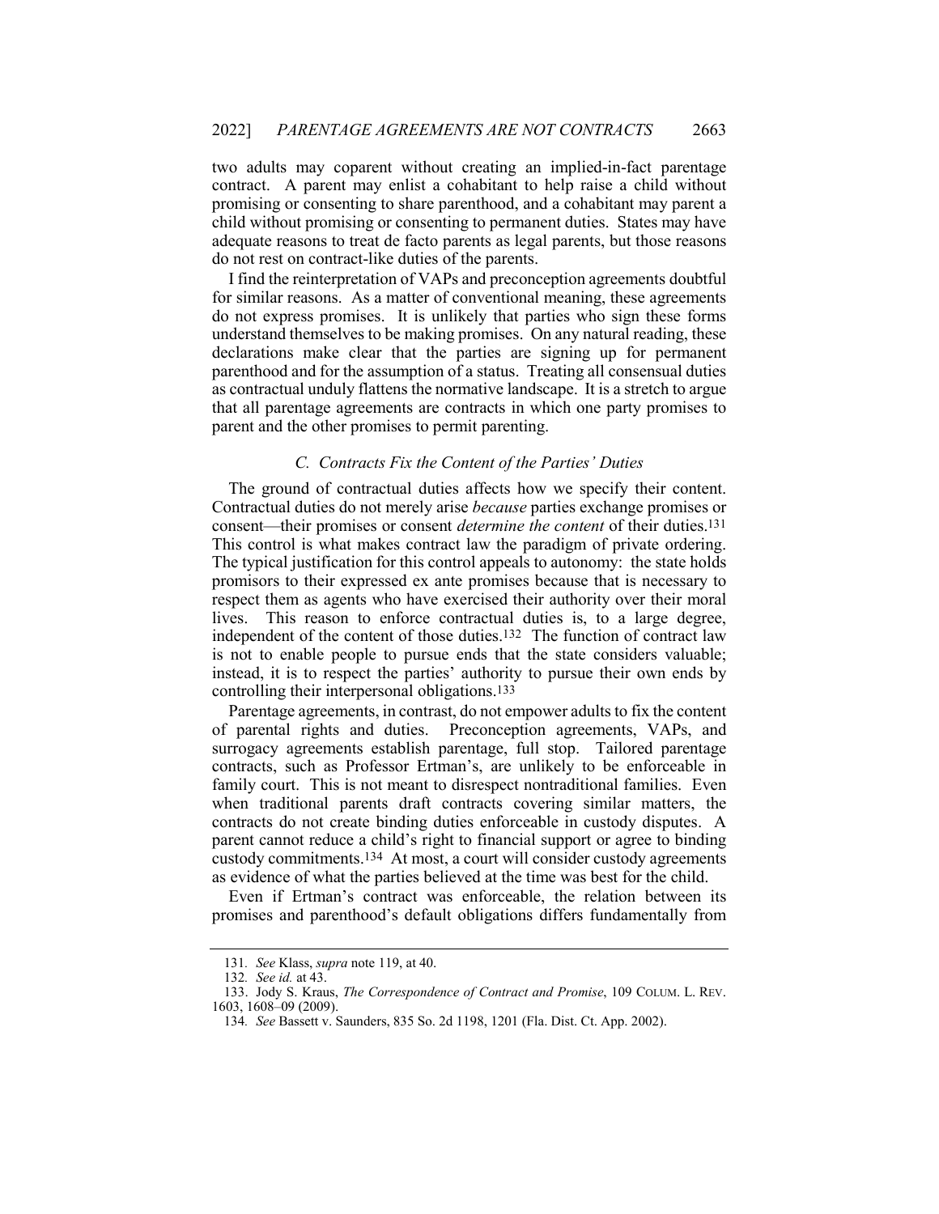two adults may coparent without creating an implied-in-fact parentage contract. A parent may enlist a cohabitant to help raise a child without promising or consenting to share parenthood, and a cohabitant may parent a child without promising or consenting to permanent duties. States may have adequate reasons to treat de facto parents as legal parents, but those reasons do not rest on contract-like duties of the parents.

I find the reinterpretation of VAPs and preconception agreements doubtful for similar reasons. As a matter of conventional meaning, these agreements do not express promises. It is unlikely that parties who sign these forms understand themselves to be making promises. On any natural reading, these declarations make clear that the parties are signing up for permanent parenthood and for the assumption of a status. Treating all consensual duties as contractual unduly flattens the normative landscape. It is a stretch to argue that all parentage agreements are contracts in which one party promises to parent and the other promises to permit parenting.

### *C. Contracts Fix the Content of the Parties' Duties*

The ground of contractual duties affects how we specify their content. Contractual duties do not merely arise *because* parties exchange promises or consent—their promises or consent *determine the content* of their duties.[131] This control is what makes contract law the paradigm of private ordering. The typical justification for this control appeals to autonomy: the state holds promisors to their expressed ex ante promises because that is necessary to respect them as agents who have exercised their authority over their moral lives. This reason to enforce contractual duties is, to a large degree, independent of the content of those duties.[132] The function of contract law is not to enable people to pursue ends that the state considers valuable; instead, it is to respect the parties' authority to pursue their own ends by controlling their interpersonal obligations.[133]

Parentage agreements, in contrast, do not empower adults to fix the content of parental rights and duties. Preconception agreements, VAPs, and surrogacy agreements establish parentage, full stop. Tailored parentage contracts, such as Professor Ertman's, are unlikely to be enforceable in family court. This is not meant to disrespect nontraditional families. Even when traditional parents draft contracts covering similar matters, the contracts do not create binding duties enforceable in custody disputes. A parent cannot reduce a child's right to financial support or agree to binding custody commitments.[134] At most, a court will consider custody agreements as evidence of what the parties believed at the time was best for the child.

Even if Ertman's contract was enforceable, the relation between its promises and parenthood's default obligations differs fundamentally from

---

131. *See* Klass, *supra* note 119, at 40.

132. *See id.* at 43.

133. Jody S. Kraus, *The Correspondence of Contract and Promise*, 109 COLUM. L. REV. 1603, 1608–09 (2009).

134. *See* Bassett v. Saunders, 835 So. 2d 1198, 1201 (Fla. Dist. Ct. App. 2002).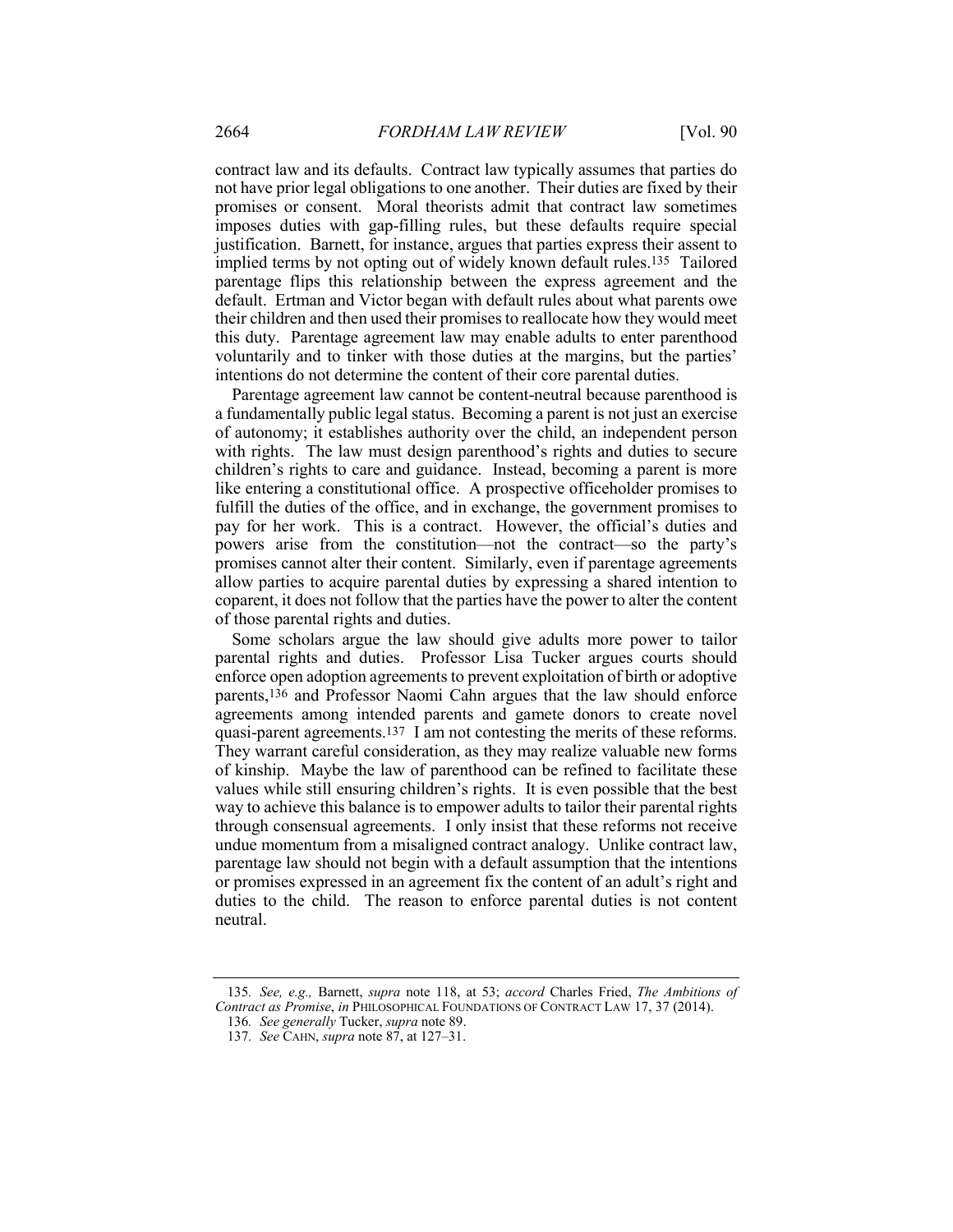contract law and its defaults. Contract law typically assumes that parties do not have prior legal obligations to one another. Their duties are fixed by their promises or consent. Moral theorists admit that contract law sometimes imposes duties with gap-filling rules, but these defaults require special justification. Barnett, for instance, argues that parties express their assent to implied terms by not opting out of widely known default rules.[135] Tailored parentage flips this relationship between the express agreement and the default. Ertman and Victor began with default rules about what parents owe their children and then used their promises to reallocate how they would meet this duty. Parentage agreement law may enable adults to enter parenthood voluntarily and to tinker with those duties at the margins, but the parties' intentions do not determine the content of their core parental duties.

Parentage agreement law cannot be content-neutral because parenthood is a fundamentally public legal status. Becoming a parent is not just an exercise of autonomy; it establishes authority over the child, an independent person with rights. The law must design parenthood's rights and duties to secure children's rights to care and guidance. Instead, becoming a parent is more like entering a constitutional office. A prospective officeholder promises to fulfill the duties of the office, and in exchange, the government promises to pay for her work. This is a contract. However, the official's duties and powers arise from the constitution—not the contract—so the party's promises cannot alter their content. Similarly, even if parentage agreements allow parties to acquire parental duties by expressing a shared intention to coparent, it does not follow that the parties have the power to alter the content of those parental rights and duties.

Some scholars argue the law should give adults more power to tailor parental rights and duties. Professor Lisa Tucker argues courts should enforce open adoption agreements to prevent exploitation of birth or adoptive parents,[136] and Professor Naomi Cahn argues that the law should enforce agreements among intended parents and gamete donors to create novel quasi-parent agreements.[137] I am not contesting the merits of these reforms. They warrant careful consideration, as they may realize valuable new forms of kinship. Maybe the law of parenthood can be refined to facilitate these values while still ensuring children's rights. It is even possible that the best way to achieve this balance is to empower adults to tailor their parental rights through consensual agreements. I only insist that these reforms not receive undue momentum from a misaligned contract analogy. Unlike contract law, parentage law should not begin with a default assumption that the intentions or promises expressed in an agreement fix the content of an adult's right and duties to the child. The reason to enforce parental duties is not content neutral.

---

135. *See, e.g.,* Barnett, *supra* note 118, at 53; *accord* Charles Fried, *The Ambitions of Contract as Promise*, *in* PHILOSOPHICAL FOUNDATIONS OF CONTRACT LAW 17, 37 (2014).

136. *See generally* Tucker, *supra* note 89.

137. *See* CAHN, *supra* note 87, at 127–31.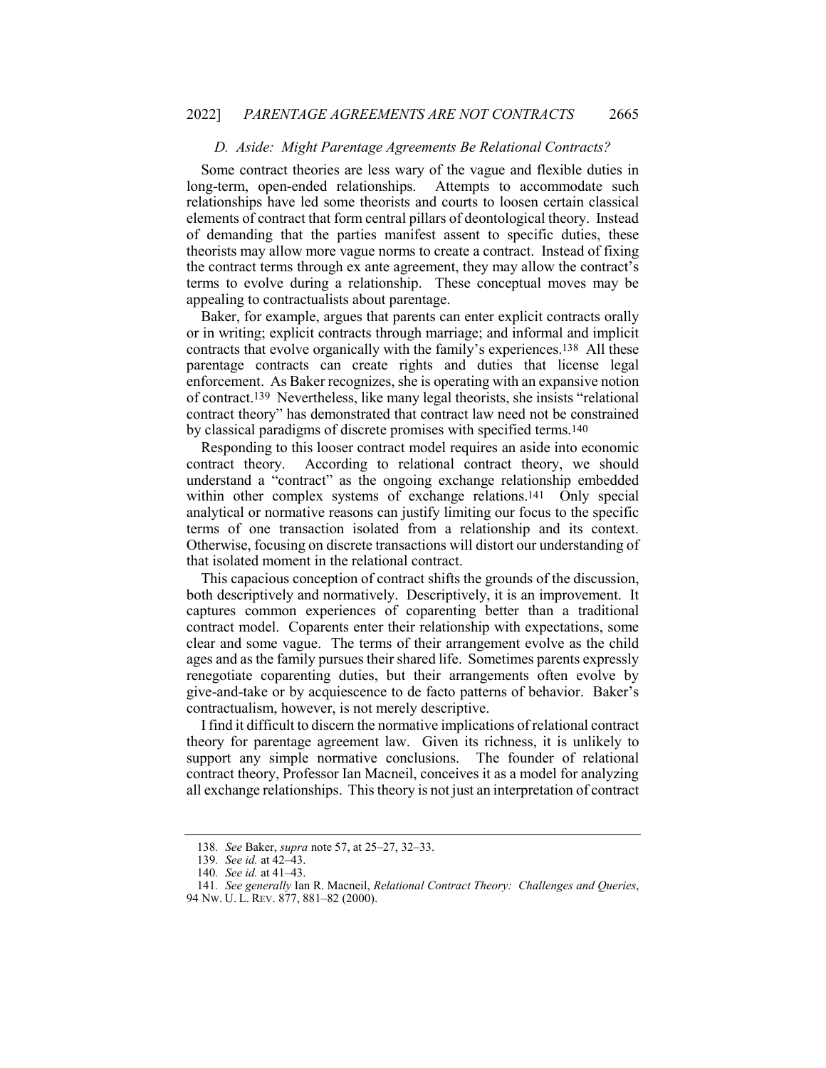### *D. Aside: Might Parentage Agreements Be Relational Contracts?*

Some contract theories are less wary of the vague and flexible duties in long-term, open-ended relationships. Attempts to accommodate such relationships have led some theorists and courts to loosen certain classical elements of contract that form central pillars of deontological theory. Instead of demanding that the parties manifest assent to specific duties, these theorists may allow more vague norms to create a contract. Instead of fixing the contract terms through ex ante agreement, they may allow the contract's terms to evolve during a relationship. These conceptual moves may be appealing to contractualists about parentage.

Baker, for example, argues that parents can enter explicit contracts orally or in writing; explicit contracts through marriage; and informal and implicit contracts that evolve organically with the family's experiences.[138] All these parentage contracts can create rights and duties that license legal enforcement. As Baker recognizes, she is operating with an expansive notion of contract.[139] Nevertheless, like many legal theorists, she insists "relational contract theory" has demonstrated that contract law need not be constrained by classical paradigms of discrete promises with specified terms.[140]

Responding to this looser contract model requires an aside into economic contract theory. According to relational contract theory, we should understand a "contract" as the ongoing exchange relationship embedded within other complex systems of exchange relations.[141] Only special analytical or normative reasons can justify limiting our focus to the specific terms of one transaction isolated from a relationship and its context. Otherwise, focusing on discrete transactions will distort our understanding of that isolated moment in the relational contract.

This capacious conception of contract shifts the grounds of the discussion, both descriptively and normatively. Descriptively, it is an improvement. It captures common experiences of coparenting better than a traditional contract model. Coparents enter their relationship with expectations, some clear and some vague. The terms of their arrangement evolve as the child ages and as the family pursues their shared life. Sometimes parents expressly renegotiate coparenting duties, but their arrangements often evolve by give-and-take or by acquiescence to de facto patterns of behavior. Baker's contractualism, however, is not merely descriptive.

I find it difficult to discern the normative implications of relational contract theory for parentage agreement law. Given its richness, it is unlikely to support any simple normative conclusions. The founder of relational contract theory, Professor Ian Macneil, conceives it as a model for analyzing all exchange relationships. This theory is not just an interpretation of contract

---

138. *See* Baker, *supra* note 57, at 25–27, 32–33.

139. *See id.* at 42–43.

140. *See id.* at 41–43.

141. *See generally* Ian R. Macneil, *Relational Contract Theory: Challenges and Queries*, 94 NW. U. L. REV. 877, 881–82 (2000).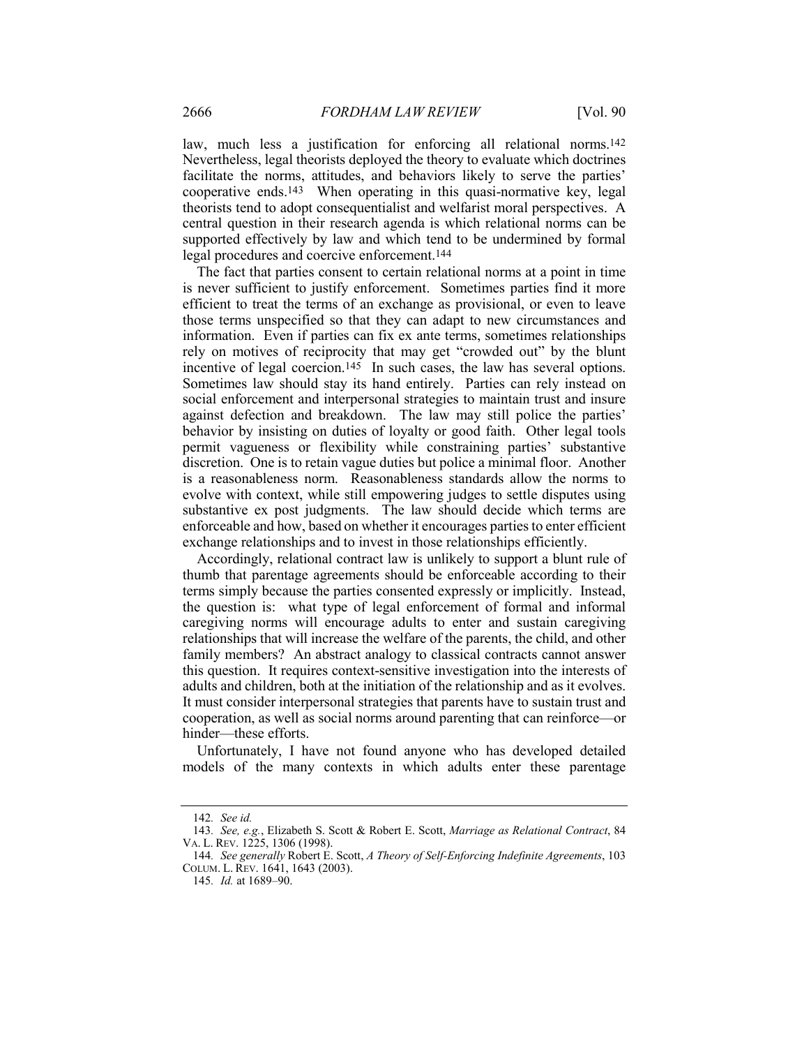law, much less a justification for enforcing all relational norms.[142] Nevertheless, legal theorists deployed the theory to evaluate which doctrines facilitate the norms, attitudes, and behaviors likely to serve the parties' cooperative ends.[143] When operating in this quasi-normative key, legal theorists tend to adopt consequentialist and welfarist moral perspectives. A central question in their research agenda is which relational norms can be supported effectively by law and which tend to be undermined by formal legal procedures and coercive enforcement.[144]

The fact that parties consent to certain relational norms at a point in time is never sufficient to justify enforcement. Sometimes parties find it more efficient to treat the terms of an exchange as provisional, or even to leave those terms unspecified so that they can adapt to new circumstances and information. Even if parties can fix ex ante terms, sometimes relationships rely on motives of reciprocity that may get "crowded out" by the blunt incentive of legal coercion.[145] In such cases, the law has several options. Sometimes law should stay its hand entirely. Parties can rely instead on social enforcement and interpersonal strategies to maintain trust and insure against defection and breakdown. The law may still police the parties' behavior by insisting on duties of loyalty or good faith. Other legal tools permit vagueness or flexibility while constraining parties' substantive discretion. One is to retain vague duties but police a minimal floor. Another is a reasonableness norm. Reasonableness standards allow the norms to evolve with context, while still empowering judges to settle disputes using substantive ex post judgments. The law should decide which terms are enforceable and how, based on whether it encourages parties to enter efficient exchange relationships and to invest in those relationships efficiently.

Accordingly, relational contract law is unlikely to support a blunt rule of thumb that parentage agreements should be enforceable according to their terms simply because the parties consented expressly or implicitly. Instead, the question is: what type of legal enforcement of formal and informal caregiving norms will encourage adults to enter and sustain caregiving relationships that will increase the welfare of the parents, the child, and other family members? An abstract analogy to classical contracts cannot answer this question. It requires context-sensitive investigation into the interests of adults and children, both at the initiation of the relationship and as it evolves. It must consider interpersonal strategies that parents have to sustain trust and cooperation, as well as social norms around parenting that can reinforce—or hinder—these efforts.

Unfortunately, I have not found anyone who has developed detailed models of the many contexts in which adults enter these parentage

---

142. *See id.*

143. *See, e.g.*, Elizabeth S. Scott & Robert E. Scott, *Marriage as Relational Contract*, 84 VA. L. REV. 1225, 1306 (1998).

144. *See generally* Robert E. Scott, *A Theory of Self-Enforcing Indefinite Agreements*, 103 COLUM. L. REV. 1641, 1643 (2003).

145. *Id.* at 1689–90.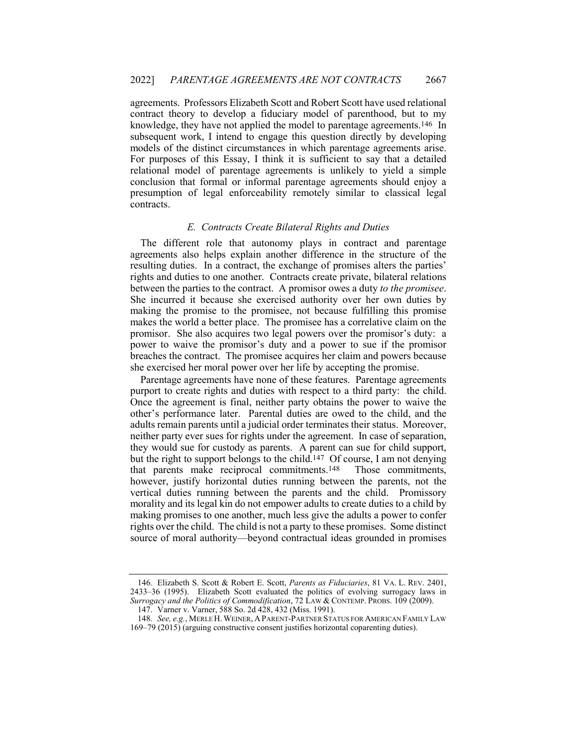agreements. Professors Elizabeth Scott and Robert Scott have used relational contract theory to develop a fiduciary model of parenthood, but to my knowledge, they have not applied the model to parentage agreements.[146] In subsequent work, I intend to engage this question directly by developing models of the distinct circumstances in which parentage agreements arise. For purposes of this Essay, I think it is sufficient to say that a detailed relational model of parentage agreements is unlikely to yield a simple conclusion that formal or informal parentage agreements should enjoy a presumption of legal enforceability remotely similar to classical legal contracts.

### *E. Contracts Create Bilateral Rights and Duties*

The different role that autonomy plays in contract and parentage agreements also helps explain another difference in the structure of the resulting duties. In a contract, the exchange of promises alters the parties' rights and duties to one another. Contracts create private, bilateral relations between the parties to the contract. A promisor owes a duty *to the promisee*. She incurred it because she exercised authority over her own duties by making the promise to the promisee, not because fulfilling this promise makes the world a better place. The promisee has a correlative claim on the promisor. She also acquires two legal powers over the promisor's duty: a power to waive the promisor's duty and a power to sue if the promisor breaches the contract. The promisee acquires her claim and powers because she exercised her moral power over her life by accepting the promise.

Parentage agreements have none of these features. Parentage agreements purport to create rights and duties with respect to a third party: the child. Once the agreement is final, neither party obtains the power to waive the other's performance later. Parental duties are owed to the child, and the adults remain parents until a judicial order terminates their status. Moreover, neither party ever sues for rights under the agreement. In case of separation, they would sue for custody as parents. A parent can sue for child support, but the right to support belongs to the child.[147] Of course, I am not denying that parents make reciprocal commitments.[148] Those commitments, however, justify horizontal duties running between the parents, not the vertical duties running between the parents and the child. Promissory morality and its legal kin do not empower adults to create duties to a child by making promises to one another, much less give the adults a power to confer rights over the child. The child is not a party to these promises. Some distinct source of moral authority—beyond contractual ideas grounded in promises

---

146. Elizabeth S. Scott & Robert E. Scott, *Parents as Fiduciaries*, 81 VA. L. REV. 2401, 2433–36 (1995). Elizabeth Scott evaluated the politics of evolving surrogacy laws in *Surrogacy and the Politics of Commodification*, 72 LAW & CONTEMP. PROBS. 109 (2009).

147. Varner v. Varner, 588 So. 2d 428, 432 (Miss. 1991).

148. *See, e.g.*, MERLE H. WEINER, A PARENT-PARTNER STATUS FOR AMERICAN FAMILY LAW 169–79 (2015) (arguing constructive consent justifies horizontal coparenting duties).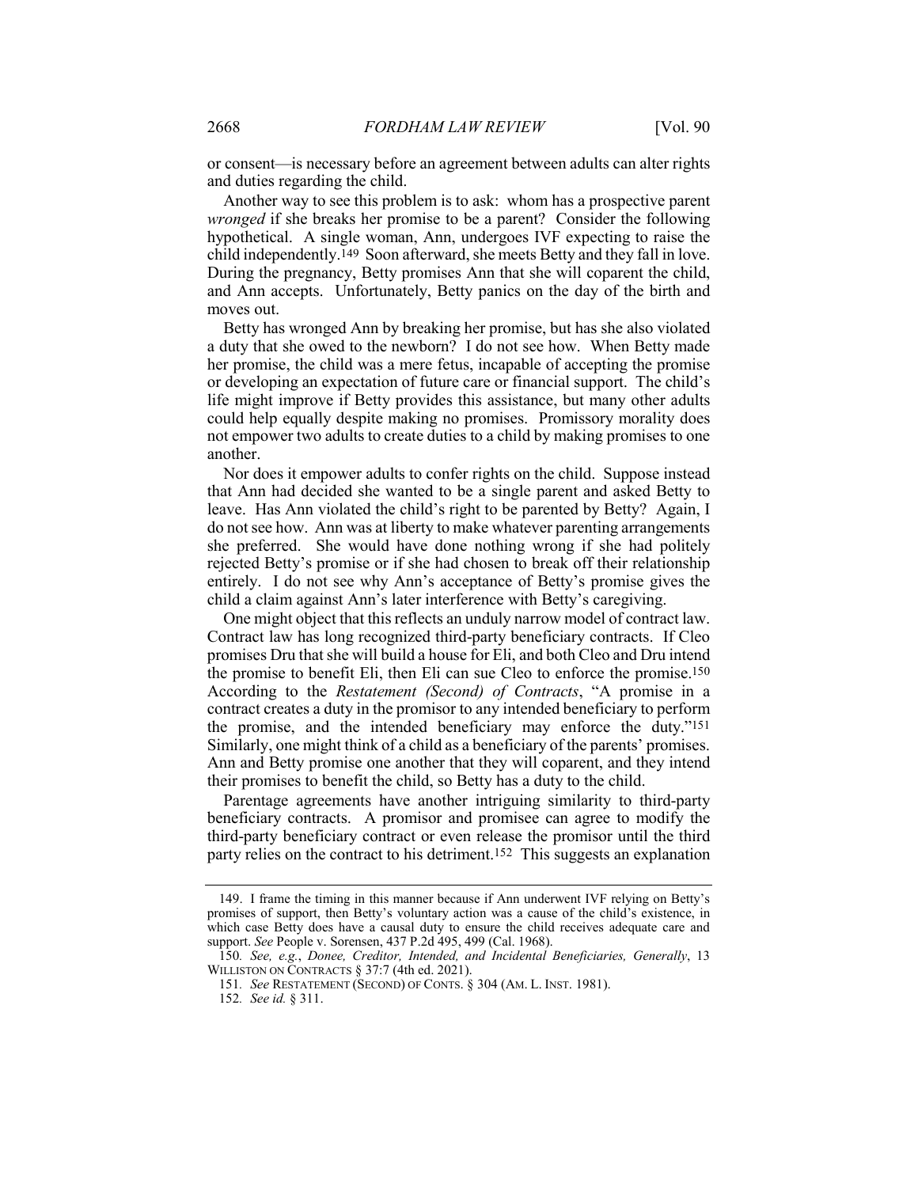or consent—is necessary before an agreement between adults can alter rights and duties regarding the child.

Another way to see this problem is to ask: whom has a prospective parent *wronged* if she breaks her promise to be a parent? Consider the following hypothetical. A single woman, Ann, undergoes IVF expecting to raise the child independently.[149] Soon afterward, she meets Betty and they fall in love. During the pregnancy, Betty promises Ann that she will coparent the child, and Ann accepts. Unfortunately, Betty panics on the day of the birth and moves out.

Betty has wronged Ann by breaking her promise, but has she also violated a duty that she owed to the newborn? I do not see how. When Betty made her promise, the child was a mere fetus, incapable of accepting the promise or developing an expectation of future care or financial support. The child's life might improve if Betty provides this assistance, but many other adults could help equally despite making no promises. Promissory morality does not empower two adults to create duties to a child by making promises to one another.

Nor does it empower adults to confer rights on the child. Suppose instead that Ann had decided she wanted to be a single parent and asked Betty to leave. Has Ann violated the child's right to be parented by Betty? Again, I do not see how. Ann was at liberty to make whatever parenting arrangements she preferred. She would have done nothing wrong if she had politely rejected Betty's promise or if she had chosen to break off their relationship entirely. I do not see why Ann's acceptance of Betty's promise gives the child a claim against Ann's later interference with Betty's caregiving.

One might object that this reflects an unduly narrow model of contract law. Contract law has long recognized third-party beneficiary contracts. If Cleo promises Dru that she will build a house for Eli, and both Cleo and Dru intend the promise to benefit Eli, then Eli can sue Cleo to enforce the promise.[150] According to the *Restatement (Second) of Contracts*, "A promise in a contract creates a duty in the promisor to any intended beneficiary to perform the promise, and the intended beneficiary may enforce the duty."[151] Similarly, one might think of a child as a beneficiary of the parents' promises. Ann and Betty promise one another that they will coparent, and they intend their promises to benefit the child, so Betty has a duty to the child.

Parentage agreements have another intriguing similarity to third-party beneficiary contracts. A promisor and promisee can agree to modify the third-party beneficiary contract or even release the promisor until the third party relies on the contract to his detriment.[152] This suggests an explanation

---

149. I frame the timing in this manner because if Ann underwent IVF relying on Betty's promises of support, then Betty's voluntary action was a cause of the child's existence, in which case Betty does have a causal duty to ensure the child receives adequate care and support. *See* People v. Sorensen, 437 P.2d 495, 499 (Cal. 1968).

150. *See, e.g.*, *Donee, Creditor, Intended, and Incidental Beneficiaries, Generally*, 13 WILLISTON ON CONTRACTS § 37:7 (4th ed. 2021).

151. *See* RESTATEMENT (SECOND) OF CONTS. § 304 (AM. L. INST. 1981).

152. *See id.* § 311.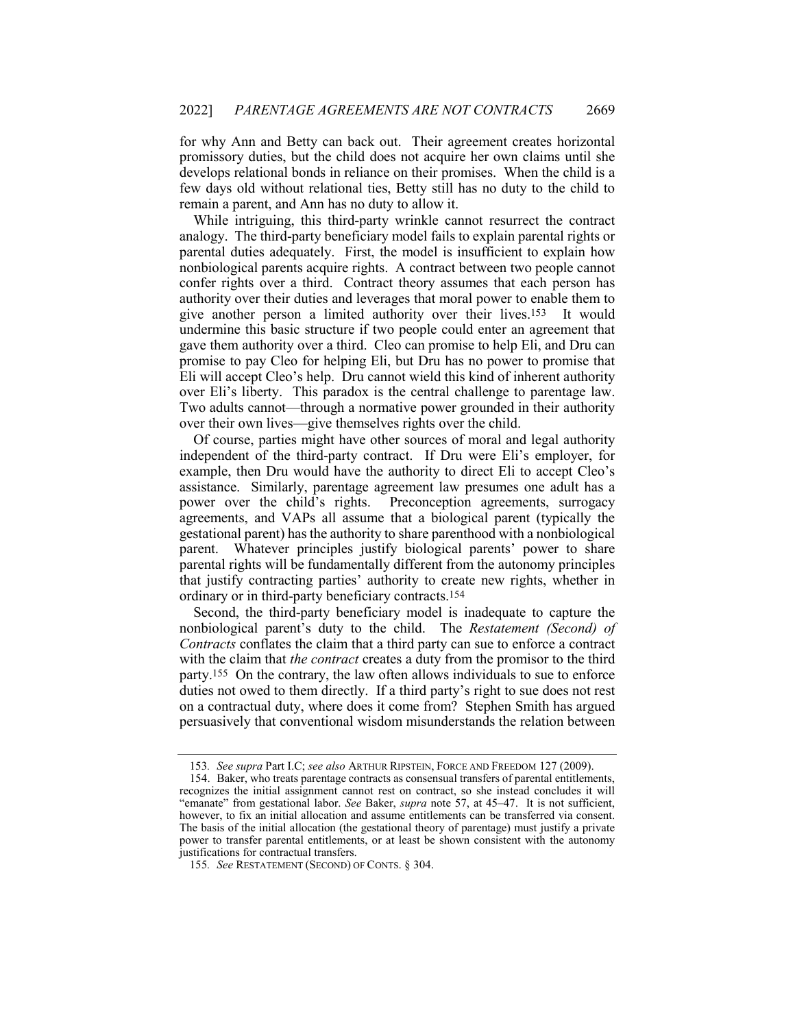for why Ann and Betty can back out. Their agreement creates horizontal promissory duties, but the child does not acquire her own claims until she develops relational bonds in reliance on their promises. When the child is a few days old without relational ties, Betty still has no duty to the child to remain a parent, and Ann has no duty to allow it.

While intriguing, this third-party wrinkle cannot resurrect the contract analogy. The third-party beneficiary model fails to explain parental rights or parental duties adequately. First, the model is insufficient to explain how nonbiological parents acquire rights. A contract between two people cannot confer rights over a third. Contract theory assumes that each person has authority over their duties and leverages that moral power to enable them to give another person a limited authority over their lives.[153] It would undermine this basic structure if two people could enter an agreement that gave them authority over a third. Cleo can promise to help Eli, and Dru can promise to pay Cleo for helping Eli, but Dru has no power to promise that Eli will accept Cleo's help. Dru cannot wield this kind of inherent authority over Eli's liberty. This paradox is the central challenge to parentage law. Two adults cannot—through a normative power grounded in their authority over their own lives—give themselves rights over the child.

Of course, parties might have other sources of moral and legal authority independent of the third-party contract. If Dru were Eli's employer, for example, then Dru would have the authority to direct Eli to accept Cleo's assistance. Similarly, parentage agreement law presumes one adult has a power over the child's rights. Preconception agreements, surrogacy agreements, and VAPs all assume that a biological parent (typically the gestational parent) has the authority to share parenthood with a nonbiological parent. Whatever principles justify biological parents' power to share parental rights will be fundamentally different from the autonomy principles that justify contracting parties' authority to create new rights, whether in ordinary or in third-party beneficiary contracts.[154]

Second, the third-party beneficiary model is inadequate to capture the nonbiological parent's duty to the child. The *Restatement (Second) of Contracts* conflates the claim that a third party can sue to enforce a contract with the claim that *the contract* creates a duty from the promisor to the third party.[155] On the contrary, the law often allows individuals to sue to enforce duties not owed to them directly. If a third party's right to sue does not rest on a contractual duty, where does it come from? Stephen Smith has argued persuasively that conventional wisdom misunderstands the relation between

---

153. *See supra* Part I.C; *see also* ARTHUR RIPSTEIN, FORCE AND FREEDOM 127 (2009).

154. Baker, who treats parentage contracts as consensual transfers of parental entitlements, recognizes the initial assignment cannot rest on contract, so she instead concludes it will "emanate" from gestational labor. *See* Baker, *supra* note 57, at 45–47. It is not sufficient, however, to fix an initial allocation and assume entitlements can be transferred via consent. The basis of the initial allocation (the gestational theory of parentage) must justify a private power to transfer parental entitlements, or at least be shown consistent with the autonomy justifications for contractual transfers.

155. *See* RESTATEMENT (SECOND) OF CONTS. § 304.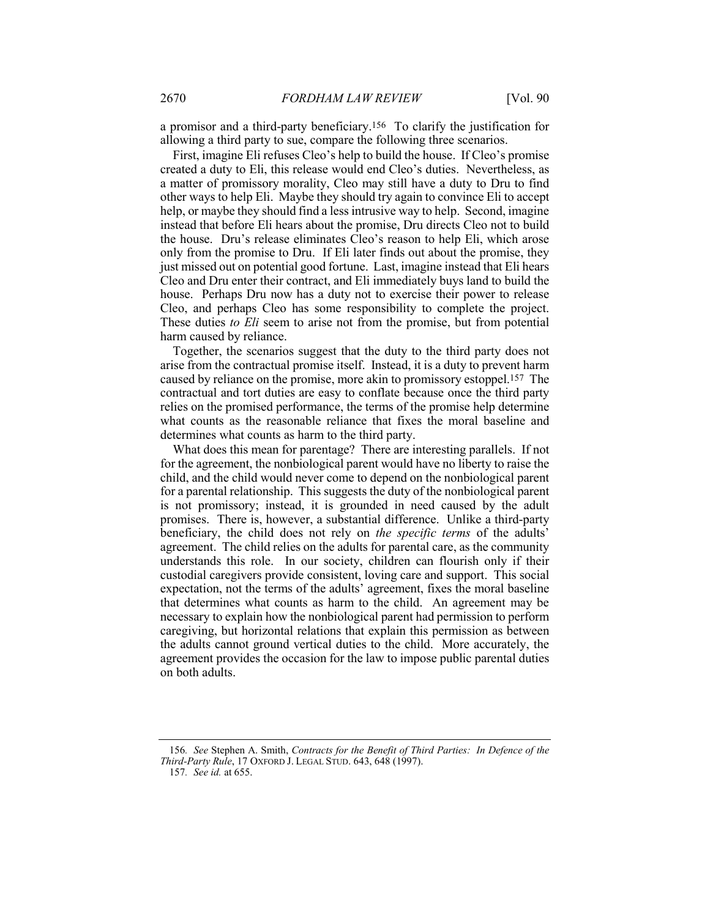a promisor and a third-party beneficiary.[156] To clarify the justification for allowing a third party to sue, compare the following three scenarios.

First, imagine Eli refuses Cleo's help to build the house. If Cleo's promise created a duty to Eli, this release would end Cleo's duties. Nevertheless, as a matter of promissory morality, Cleo may still have a duty to Dru to find other ways to help Eli. Maybe they should try again to convince Eli to accept help, or maybe they should find a less intrusive way to help. Second, imagine instead that before Eli hears about the promise, Dru directs Cleo not to build the house. Dru's release eliminates Cleo's reason to help Eli, which arose only from the promise to Dru. If Eli later finds out about the promise, they just missed out on potential good fortune. Last, imagine instead that Eli hears Cleo and Dru enter their contract, and Eli immediately buys land to build the house. Perhaps Dru now has a duty not to exercise their power to release Cleo, and perhaps Cleo has some responsibility to complete the project. These duties *to Eli* seem to arise not from the promise, but from potential harm caused by reliance.

Together, the scenarios suggest that the duty to the third party does not arise from the contractual promise itself. Instead, it is a duty to prevent harm caused by reliance on the promise, more akin to promissory estoppel.[157] The contractual and tort duties are easy to conflate because once the third party relies on the promised performance, the terms of the promise help determine what counts as the reasonable reliance that fixes the moral baseline and determines what counts as harm to the third party.

What does this mean for parentage? There are interesting parallels. If not for the agreement, the nonbiological parent would have no liberty to raise the child, and the child would never come to depend on the nonbiological parent for a parental relationship. This suggests the duty of the nonbiological parent is not promissory; instead, it is grounded in need caused by the adult promises. There is, however, a substantial difference. Unlike a third-party beneficiary, the child does not rely on *the specific terms* of the adults' agreement. The child relies on the adults for parental care, as the community understands this role. In our society, children can flourish only if their custodial caregivers provide consistent, loving care and support. This social expectation, not the terms of the adults' agreement, fixes the moral baseline that determines what counts as harm to the child. An agreement may be necessary to explain how the nonbiological parent had permission to perform caregiving, but horizontal relations that explain this permission as between the adults cannot ground vertical duties to the child. More accurately, the agreement provides the occasion for the law to impose public parental duties on both adults.

---

156. *See* Stephen A. Smith, *Contracts for the Benefit of Third Parties: In Defence of the Third-Party Rule*, 17 OXFORD J. LEGAL STUD. 643, 648 (1997).

157. *See id.* at 655.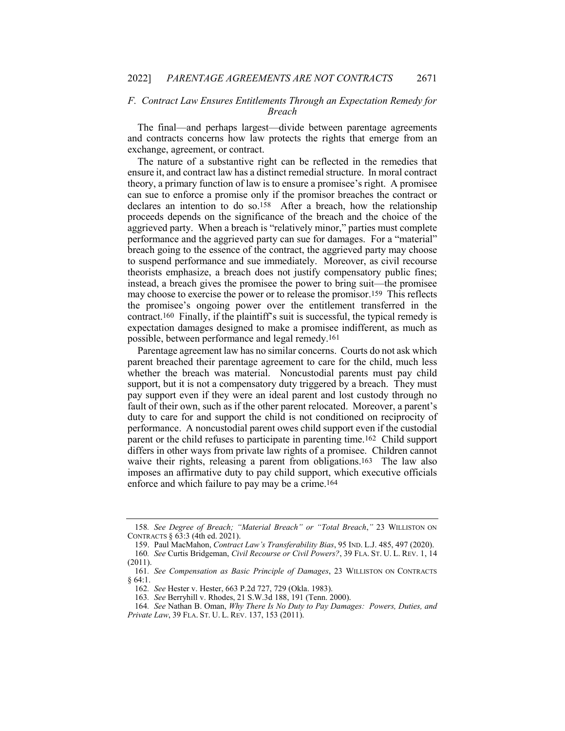### *F. Contract Law Ensures Entitlements Through an Expectation Remedy for Breach*

The final—and perhaps largest—divide between parentage agreements and contracts concerns how law protects the rights that emerge from an exchange, agreement, or contract.

The nature of a substantive right can be reflected in the remedies that ensure it, and contract law has a distinct remedial structure. In moral contract theory, a primary function of law is to ensure a promisee's right. A promisee can sue to enforce a promise only if the promisor breaches the contract or declares an intention to do so.[158] After a breach, how the relationship proceeds depends on the significance of the breach and the choice of the aggrieved party. When a breach is "relatively minor," parties must complete performance and the aggrieved party can sue for damages. For a "material" breach going to the essence of the contract, the aggrieved party may choose to suspend performance and sue immediately. Moreover, as civil recourse theorists emphasize, a breach does not justify compensatory public fines; instead, a breach gives the promisee the power to bring suit—the promisee may choose to exercise the power or to release the promisor.[159] This reflects the promisee's ongoing power over the entitlement transferred in the contract.[160] Finally, if the plaintiff's suit is successful, the typical remedy is expectation damages designed to make a promisee indifferent, as much as possible, between performance and legal remedy.[161]

Parentage agreement law has no similar concerns. Courts do not ask which parent breached their parentage agreement to care for the child, much less whether the breach was material. Noncustodial parents must pay child support, but it is not a compensatory duty triggered by a breach. They must pay support even if they were an ideal parent and lost custody through no fault of their own, such as if the other parent relocated. Moreover, a parent's duty to care for and support the child is not conditioned on reciprocity of performance. A noncustodial parent owes child support even if the custodial parent or the child refuses to participate in parenting time.[162] Child support differs in other ways from private law rights of a promisee. Children cannot waive their rights, releasing a parent from obligations.[163] The law also imposes an affirmative duty to pay child support, which executive officials enforce and which failure to pay may be a crime.[164]

---

158. *See Degree of Breach; "Material Breach" or "Total Breach*,*"* 23 WILLISTON ON CONTRACTS § 63:3 (4th ed. 2021).

159. Paul MacMahon, *Contract Law's Transferability Bias*, 95 IND. L.J. 485, 497 (2020).

160. *See* Curtis Bridgeman, *Civil Recourse or Civil Powers?*, 39 FLA. ST. U. L. REV. 1, 14 (2011).

161. *See Compensation as Basic Principle of Damages*, 23 WILLISTON ON CONTRACTS § 64:1.

162. *See* Hester v. Hester, 663 P.2d 727, 729 (Okla. 1983).

163. *See* Berryhill v. Rhodes, 21 S.W.3d 188, 191 (Tenn. 2000).

164. *See* Nathan B. Oman, *Why There Is No Duty to Pay Damages: Powers, Duties, and Private Law*, 39 FLA. ST. U. L. REV. 137, 153 (2011).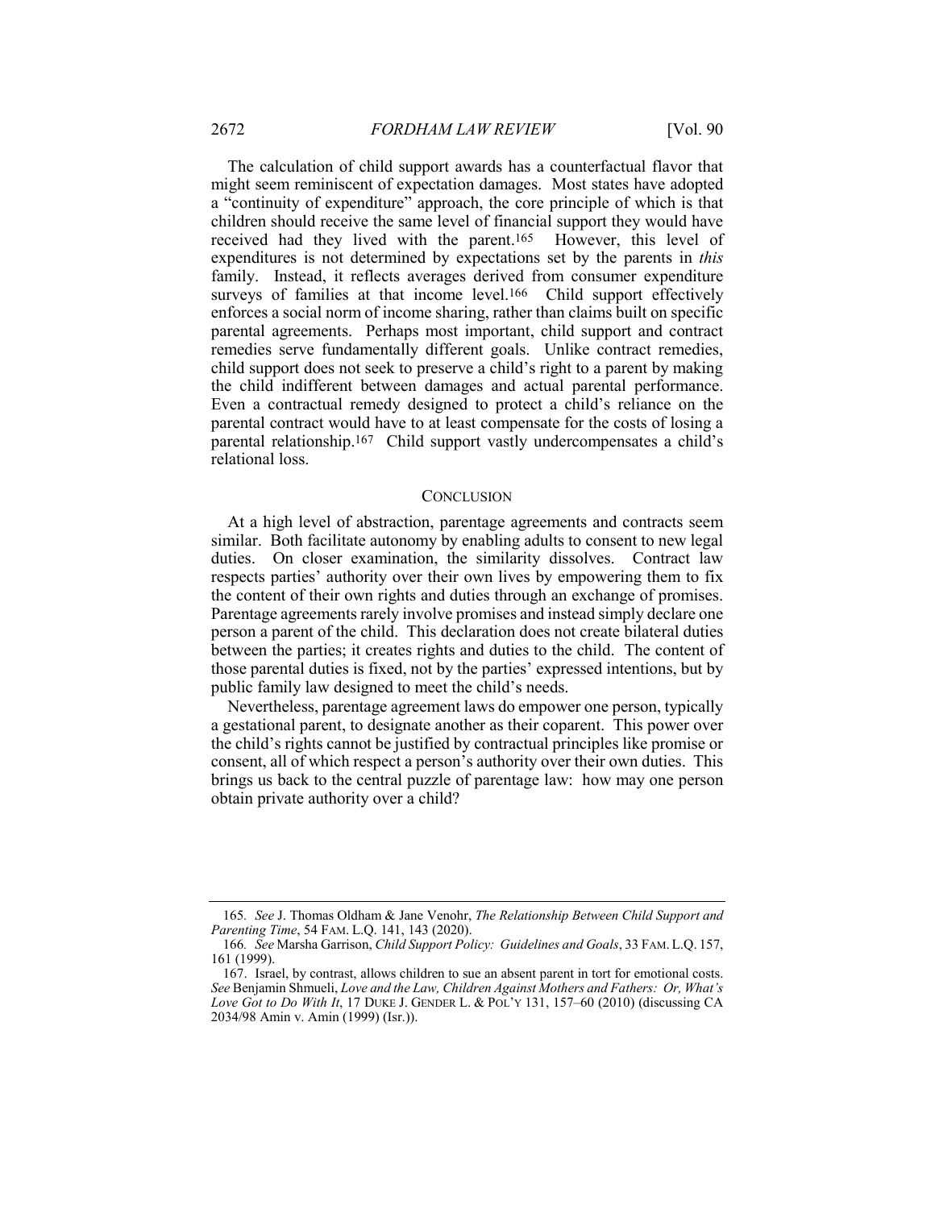The calculation of child support awards has a counterfactual flavor that might seem reminiscent of expectation damages. Most states have adopted a "continuity of expenditure" approach, the core principle of which is that children should receive the same level of financial support they would have received had they lived with the parent.[165] However, this level of expenditures is not determined by expectations set by the parents in *this* family. Instead, it reflects averages derived from consumer expenditure surveys of families at that income level.[166] Child support effectively enforces a social norm of income sharing, rather than claims built on specific parental agreements. Perhaps most important, child support and contract remedies serve fundamentally different goals. Unlike contract remedies, child support does not seek to preserve a child's right to a parent by making the child indifferent between damages and actual parental performance. Even a contractual remedy designed to protect a child's reliance on the parental contract would have to at least compensate for the costs of losing a parental relationship.[167] Child support vastly undercompensates a child's relational loss.

## CONCLUSION

At a high level of abstraction, parentage agreements and contracts seem similar. Both facilitate autonomy by enabling adults to consent to new legal duties. On closer examination, the similarity dissolves. Contract law respects parties' authority over their own lives by empowering them to fix the content of their own rights and duties through an exchange of promises. Parentage agreements rarely involve promises and instead simply declare one person a parent of the child. This declaration does not create bilateral duties between the parties; it creates rights and duties to the child. The content of those parental duties is fixed, not by the parties' expressed intentions, but by public family law designed to meet the child's needs.

Nevertheless, parentage agreement laws do empower one person, typically a gestational parent, to designate another as their coparent. This power over the child's rights cannot be justified by contractual principles like promise or consent, all of which respect a person's authority over their own duties. This brings us back to the central puzzle of parentage law: how may one person obtain private authority over a child?

---

165. *See* J. Thomas Oldham & Jane Venohr, *The Relationship Between Child Support and Parenting Time*, 54 FAM. L.Q. 141, 143 (2020).

166. *See* Marsha Garrison, *Child Support Policy: Guidelines and Goals*, 33 FAM. L.Q. 157, 161 (1999).

167. Israel, by contrast, allows children to sue an absent parent in tort for emotional costs. *See* Benjamin Shmueli, *Love and the Law, Children Against Mothers and Fathers: Or, What's Love Got to Do With It*, 17 DUKE J. GENDER L. & POL'Y 131, 157–60 (2010) (discussing CA 2034/98 Amin v. Amin (1999) (Isr.)).